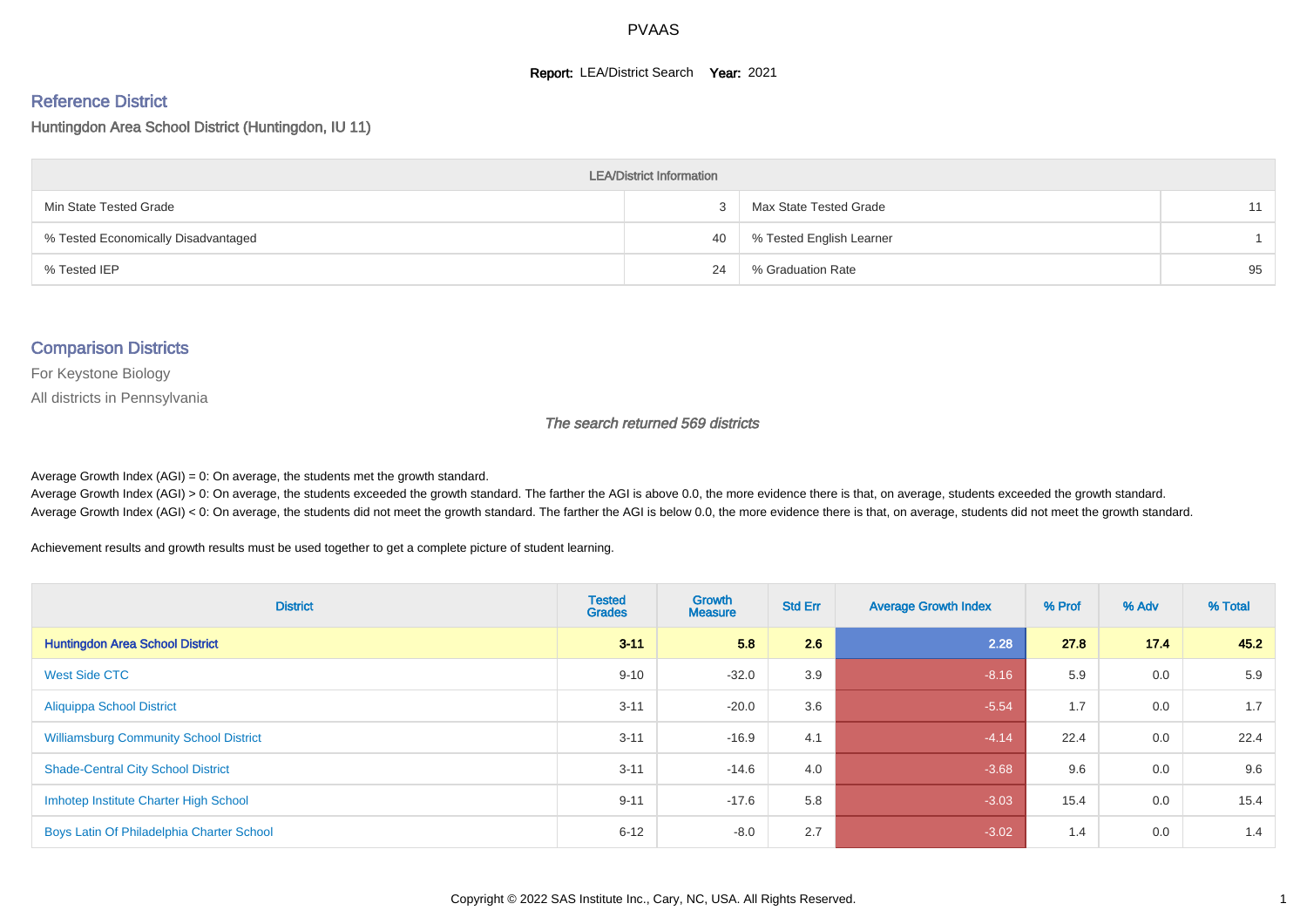PVAAS

**Report:** LEA/District Search **Year:** 2021

## Reference District

Huntingdon Area School District (Huntingdon, IU 11)

| LEA/District Information | | | |
|---|---|---|---|
| Min State Tested Grade | 3 | Max State Tested Grade | 11 |
| % Tested Economically Disadvantaged | 40 | % Tested English Learner | 1 |
| % Tested IEP | 24 | % Graduation Rate | 95 |

## Comparison Districts

For Keystone Biology

All districts in Pennsylvania

*The search returned 569 districts*

Average Growth Index (AGI) = 0: On average, the students met the growth standard.

Average Growth Index (AGI) > 0: On average, the students exceeded the growth standard. The farther the AGI is above 0.0, the more evidence there is that, on average, students exceeded the growth standard.

Average Growth Index (AGI) < 0: On average, the students did not meet the growth standard. The farther the AGI is below 0.0, the more evidence there is that, on average, students did not meet the growth standard.

Achievement results and growth results must be used together to get a complete picture of student learning.

| District | Tested Grades | Growth Measure | Std Err | Average Growth Index | % Prof | % Adv | % Total |
|---|---|---|---|---|---|---|---|
| **Huntingdon Area School District** | **3-11** | **5.8** | **2.6** | **2.28** | **27.8** | **17.4** | **45.2** |
| West Side CTC | 9-10 | -32.0 | 3.9 | -8.16 | 5.9 | 0.0 | 5.9 |
| Aliquippa School District | 3-11 | -20.0 | 3.6 | -5.54 | 1.7 | 0.0 | 1.7 |
| Williamsburg Community School District | 3-11 | -16.9 | 4.1 | -4.14 | 22.4 | 0.0 | 22.4 |
| Shade-Central City School District | 3-11 | -14.6 | 4.0 | -3.68 | 9.6 | 0.0 | 9.6 |
| Imhotep Institute Charter High School | 9-11 | -17.6 | 5.8 | -3.03 | 15.4 | 0.0 | 15.4 |
| Boys Latin Of Philadelphia Charter School | 6-12 | -8.0 | 2.7 | -3.02 | 1.4 | 0.0 | 1.4 |

Copyright © 2022 SAS Institute Inc., Cary, NC, USA. All Rights Reserved.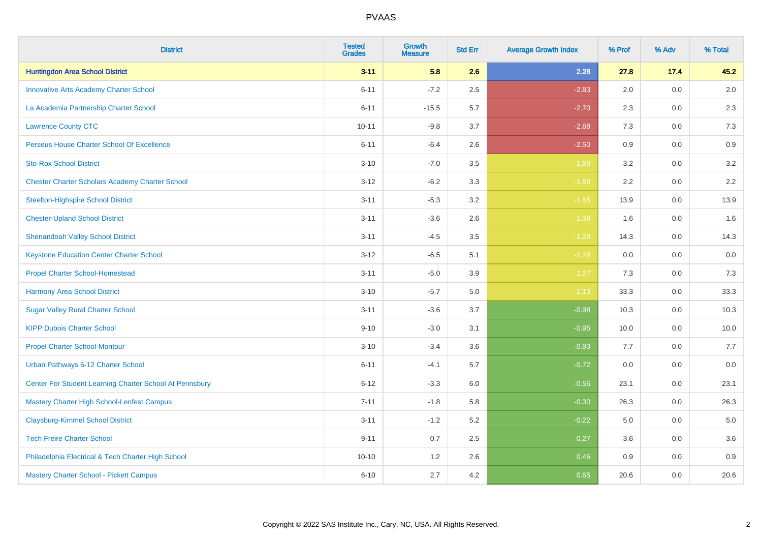# PVAAS

| District | Tested Grades | Growth Measure | Std Err | Average Growth Index | % Prof | % Adv | % Total |
|---|---|---|---|---|---|---|---|
| **Huntingdon Area School District** | **3-11** | **5.8** | **2.6** | **2.28** | **27.8** | **17.4** | **45.2** |
| Innovative Arts Academy Charter School | 6-11 | -7.2 | 2.5 | -2.83 | 2.0 | 0.0 | 2.0 |
| La Academia Partnership Charter School | 6-11 | -15.5 | 5.7 | -2.70 | 2.3 | 0.0 | 2.3 |
| Lawrence County CTC | 10-11 | -9.8 | 3.7 | -2.68 | 7.3 | 0.0 | 7.3 |
| Perseus House Charter School Of Excellence | 6-11 | -6.4 | 2.6 | -2.50 | 0.9 | 0.0 | 0.9 |
| Sto-Rox School District | 3-10 | -7.0 | 3.5 | -1.99 | 3.2 | 0.0 | 3.2 |
| Chester Charter Scholars Academy Charter School | 3-12 | -6.2 | 3.3 | -1.88 | 2.2 | 0.0 | 2.2 |
| Steelton-Highspire School District | 3-11 | -5.3 | 3.2 | -1.65 | 13.9 | 0.0 | 13.9 |
| Chester-Upland School District | 3-11 | -3.6 | 2.6 | -1.38 | 1.6 | 0.0 | 1.6 |
| Shenandoah Valley School District | 3-11 | -4.5 | 3.5 | -1.29 | 14.3 | 0.0 | 14.3 |
| Keystone Education Center Charter School | 3-12 | -6.5 | 5.1 | -1.28 | 0.0 | 0.0 | 0.0 |
| Propel Charter School-Homestead | 3-11 | -5.0 | 3.9 | -1.27 | 7.3 | 0.0 | 7.3 |
| Harmony Area School District | 3-10 | -5.7 | 5.0 | -1.13 | 33.3 | 0.0 | 33.3 |
| Sugar Valley Rural Charter School | 3-11 | -3.6 | 3.7 | -0.98 | 10.3 | 0.0 | 10.3 |
| KIPP Dubois Charter School | 9-10 | -3.0 | 3.1 | -0.95 | 10.0 | 0.0 | 10.0 |
| Propel Charter School-Montour | 3-10 | -3.4 | 3.6 | -0.93 | 7.7 | 0.0 | 7.7 |
| Urban Pathways 6-12 Charter School | 6-11 | -4.1 | 5.7 | -0.72 | 0.0 | 0.0 | 0.0 |
| Center For Student Learning Charter School At Pennsbury | 6-12 | -3.3 | 6.0 | -0.55 | 23.1 | 0.0 | 23.1 |
| Mastery Charter High School-Lenfest Campus | 7-11 | -1.8 | 5.8 | -0.30 | 26.3 | 0.0 | 26.3 |
| Claysburg-Kimmel School District | 3-11 | -1.2 | 5.2 | -0.22 | 5.0 | 0.0 | 5.0 |
| Tech Freire Charter School | 9-11 | 0.7 | 2.5 | 0.27 | 3.6 | 0.0 | 3.6 |
| Philadelphia Electrical & Tech Charter High School | 10-10 | 1.2 | 2.6 | 0.45 | 0.9 | 0.0 | 0.9 |
| Mastery Charter School - Pickett Campus | 6-10 | 2.7 | 4.2 | 0.65 | 20.6 | 0.0 | 20.6 |

Copyright © 2022 SAS Institute Inc., Cary, NC, USA. All Rights Reserved.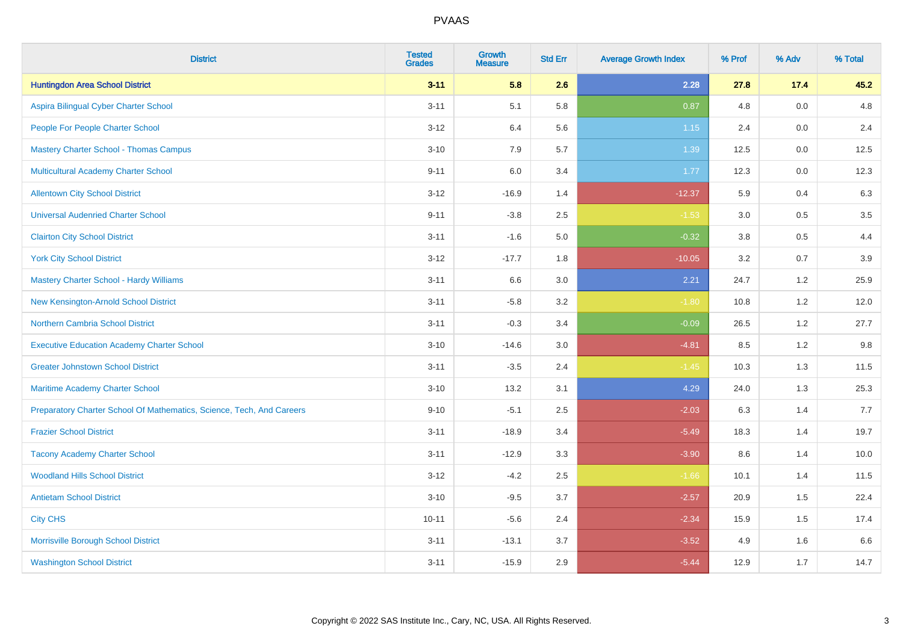| District | Tested Grades | Growth Measure | Std Err | Average Growth Index | % Prof | % Adv | % Total |
|---|---|---|---|---|---|---|---|
| **Huntingdon Area School District** | **3-11** | **5.8** | **2.6** | **2.28** | **27.8** | **17.4** | **45.2** |
| Aspira Bilingual Cyber Charter School | 3-11 | 5.1 | 5.8 | 0.87 | 4.8 | 0.0 | 4.8 |
| People For People Charter School | 3-12 | 6.4 | 5.6 | 1.15 | 2.4 | 0.0 | 2.4 |
| Mastery Charter School - Thomas Campus | 3-10 | 7.9 | 5.7 | 1.39 | 12.5 | 0.0 | 12.5 |
| Multicultural Academy Charter School | 9-11 | 6.0 | 3.4 | 1.77 | 12.3 | 0.0 | 12.3 |
| Allentown City School District | 3-12 | -16.9 | 1.4 | -12.37 | 5.9 | 0.4 | 6.3 |
| Universal Audenried Charter School | 9-11 | -3.8 | 2.5 | -1.53 | 3.0 | 0.5 | 3.5 |
| Clairton City School District | 3-11 | -1.6 | 5.0 | -0.32 | 3.8 | 0.5 | 4.4 |
| York City School District | 3-12 | -17.7 | 1.8 | -10.05 | 3.2 | 0.7 | 3.9 |
| Mastery Charter School - Hardy Williams | 3-11 | 6.6 | 3.0 | 2.21 | 24.7 | 1.2 | 25.9 |
| New Kensington-Arnold School District | 3-11 | -5.8 | 3.2 | -1.80 | 10.8 | 1.2 | 12.0 |
| Northern Cambria School District | 3-11 | -0.3 | 3.4 | -0.09 | 26.5 | 1.2 | 27.7 |
| Executive Education Academy Charter School | 3-10 | -14.6 | 3.0 | -4.81 | 8.5 | 1.2 | 9.8 |
| Greater Johnstown School District | 3-11 | -3.5 | 2.4 | -1.45 | 10.3 | 1.3 | 11.5 |
| Maritime Academy Charter School | 3-10 | 13.2 | 3.1 | 4.29 | 24.0 | 1.3 | 25.3 |
| Preparatory Charter School Of Mathematics, Science, Tech, And Careers | 9-10 | -5.1 | 2.5 | -2.03 | 6.3 | 1.4 | 7.7 |
| Frazier School District | 3-11 | -18.9 | 3.4 | -5.49 | 18.3 | 1.4 | 19.7 |
| Tacony Academy Charter School | 3-11 | -12.9 | 3.3 | -3.90 | 8.6 | 1.4 | 10.0 |
| Woodland Hills School District | 3-12 | -4.2 | 2.5 | -1.66 | 10.1 | 1.4 | 11.5 |
| Antietam School District | 3-10 | -9.5 | 3.7 | -2.57 | 20.9 | 1.5 | 22.4 |
| City CHS | 10-11 | -5.6 | 2.4 | -2.34 | 15.9 | 1.5 | 17.4 |
| Morrisville Borough School District | 3-11 | -13.1 | 3.7 | -3.52 | 4.9 | 1.6 | 6.6 |
| Washington School District | 3-11 | -15.9 | 2.9 | -5.44 | 12.9 | 1.7 | 14.7 |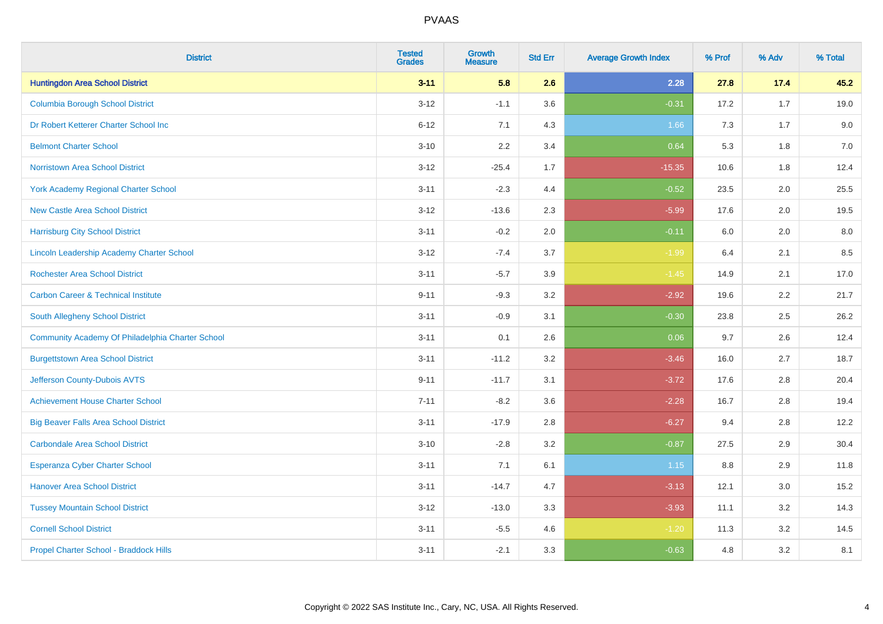# PVAAS

| District | Tested Grades | Growth Measure | Std Err | Average Growth Index | % Prof | % Adv | % Total |
|---|---|---|---|---|---|---|---|
| **Huntingdon Area School District** | **3-11** | **5.8** | **2.6** | **2.28** | **27.8** | **17.4** | **45.2** |
| Columbia Borough School District | 3-12 | -1.1 | 3.6 | -0.31 | 17.2 | 1.7 | 19.0 |
| Dr Robert Ketterer Charter School Inc | 6-12 | 7.1 | 4.3 | 1.66 | 7.3 | 1.7 | 9.0 |
| Belmont Charter School | 3-10 | 2.2 | 3.4 | 0.64 | 5.3 | 1.8 | 7.0 |
| Norristown Area School District | 3-12 | -25.4 | 1.7 | -15.35 | 10.6 | 1.8 | 12.4 |
| York Academy Regional Charter School | 3-11 | -2.3 | 4.4 | -0.52 | 23.5 | 2.0 | 25.5 |
| New Castle Area School District | 3-12 | -13.6 | 2.3 | -5.99 | 17.6 | 2.0 | 19.5 |
| Harrisburg City School District | 3-11 | -0.2 | 2.0 | -0.11 | 6.0 | 2.0 | 8.0 |
| Lincoln Leadership Academy Charter School | 3-12 | -7.4 | 3.7 | -1.99 | 6.4 | 2.1 | 8.5 |
| Rochester Area School District | 3-11 | -5.7 | 3.9 | -1.45 | 14.9 | 2.1 | 17.0 |
| Carbon Career & Technical Institute | 9-11 | -9.3 | 3.2 | -2.92 | 19.6 | 2.2 | 21.7 |
| South Allegheny School District | 3-11 | -0.9 | 3.1 | -0.30 | 23.8 | 2.5 | 26.2 |
| Community Academy Of Philadelphia Charter School | 3-11 | 0.1 | 2.6 | 0.06 | 9.7 | 2.6 | 12.4 |
| Burgettstown Area School District | 3-11 | -11.2 | 3.2 | -3.46 | 16.0 | 2.7 | 18.7 |
| Jefferson County-Dubois AVTS | 9-11 | -11.7 | 3.1 | -3.72 | 17.6 | 2.8 | 20.4 |
| Achievement House Charter School | 7-11 | -8.2 | 3.6 | -2.28 | 16.7 | 2.8 | 19.4 |
| Big Beaver Falls Area School District | 3-11 | -17.9 | 2.8 | -6.27 | 9.4 | 2.8 | 12.2 |
| Carbondale Area School District | 3-10 | -2.8 | 3.2 | -0.87 | 27.5 | 2.9 | 30.4 |
| Esperanza Cyber Charter School | 3-11 | 7.1 | 6.1 | 1.15 | 8.8 | 2.9 | 11.8 |
| Hanover Area School District | 3-11 | -14.7 | 4.7 | -3.13 | 12.1 | 3.0 | 15.2 |
| Tussey Mountain School District | 3-12 | -13.0 | 3.3 | -3.93 | 11.1 | 3.2 | 14.3 |
| Cornell School District | 3-11 | -5.5 | 4.6 | -1.20 | 11.3 | 3.2 | 14.5 |
| Propel Charter School - Braddock Hills | 3-11 | -2.1 | 3.3 | -0.63 | 4.8 | 3.2 | 8.1 |

Copyright © 2022 SAS Institute Inc., Cary, NC, USA. All Rights Reserved.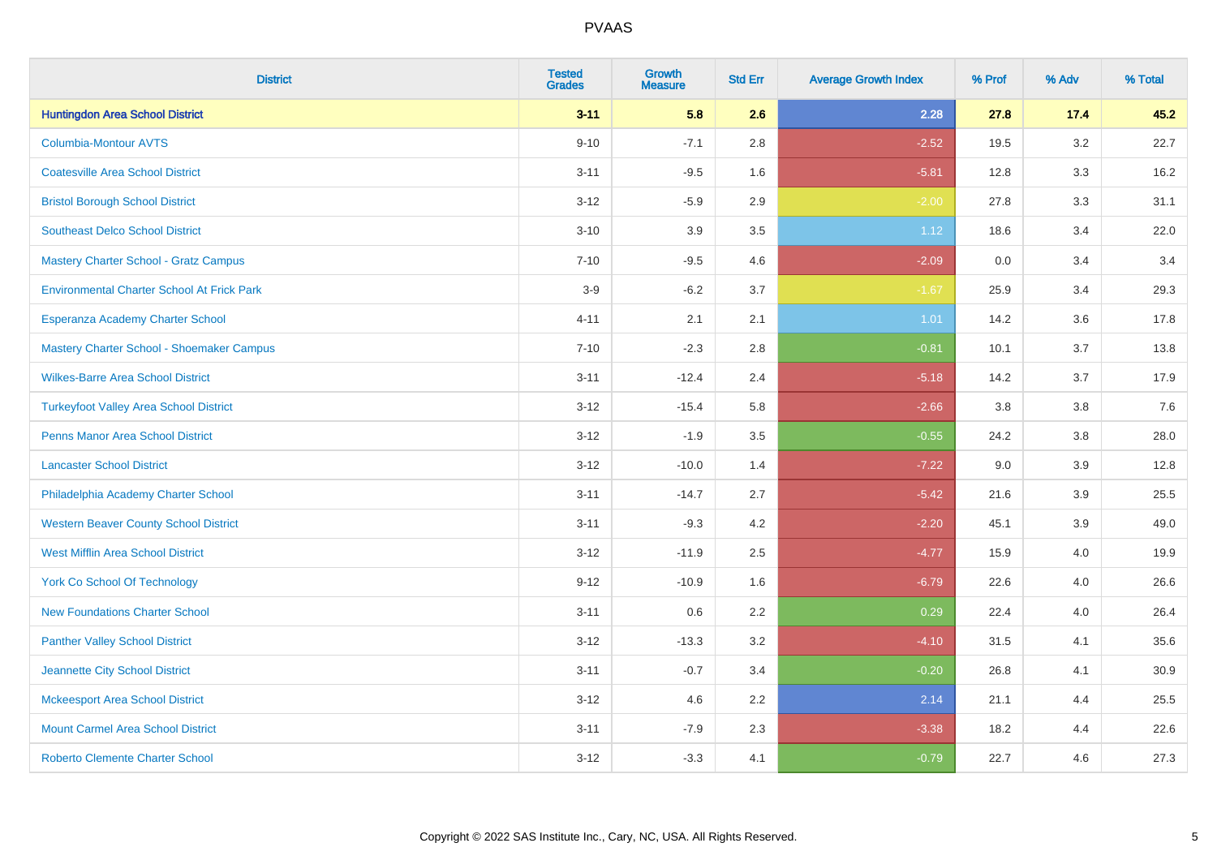# PVAAS

| District | Tested Grades | Growth Measure | Std Err | Average Growth Index | % Prof | % Adv | % Total |
|---|---|---|---|---|---|---|---|
| **Huntingdon Area School District** | **3-11** | **5.8** | **2.6** | **2.28** | **27.8** | **17.4** | **45.2** |
| Columbia-Montour AVTS | 9-10 | -7.1 | 2.8 | -2.52 | 19.5 | 3.2 | 22.7 |
| Coatesville Area School District | 3-11 | -9.5 | 1.6 | -5.81 | 12.8 | 3.3 | 16.2 |
| Bristol Borough School District | 3-12 | -5.9 | 2.9 | -2.00 | 27.8 | 3.3 | 31.1 |
| Southeast Delco School District | 3-10 | 3.9 | 3.5 | 1.12 | 18.6 | 3.4 | 22.0 |
| Mastery Charter School - Gratz Campus | 7-10 | -9.5 | 4.6 | -2.09 | 0.0 | 3.4 | 3.4 |
| Environmental Charter School At Frick Park | 3-9 | -6.2 | 3.7 | -1.67 | 25.9 | 3.4 | 29.3 |
| Esperanza Academy Charter School | 4-11 | 2.1 | 2.1 | 1.01 | 14.2 | 3.6 | 17.8 |
| Mastery Charter School - Shoemaker Campus | 7-10 | -2.3 | 2.8 | -0.81 | 10.1 | 3.7 | 13.8 |
| Wilkes-Barre Area School District | 3-11 | -12.4 | 2.4 | -5.18 | 14.2 | 3.7 | 17.9 |
| Turkeyfoot Valley Area School District | 3-12 | -15.4 | 5.8 | -2.66 | 3.8 | 3.8 | 7.6 |
| Penns Manor Area School District | 3-12 | -1.9 | 3.5 | -0.55 | 24.2 | 3.8 | 28.0 |
| Lancaster School District | 3-12 | -10.0 | 1.4 | -7.22 | 9.0 | 3.9 | 12.8 |
| Philadelphia Academy Charter School | 3-11 | -14.7 | 2.7 | -5.42 | 21.6 | 3.9 | 25.5 |
| Western Beaver County School District | 3-11 | -9.3 | 4.2 | -2.20 | 45.1 | 3.9 | 49.0 |
| West Mifflin Area School District | 3-12 | -11.9 | 2.5 | -4.77 | 15.9 | 4.0 | 19.9 |
| York Co School Of Technology | 9-12 | -10.9 | 1.6 | -6.79 | 22.6 | 4.0 | 26.6 |
| New Foundations Charter School | 3-11 | 0.6 | 2.2 | 0.29 | 22.4 | 4.0 | 26.4 |
| Panther Valley School District | 3-12 | -13.3 | 3.2 | -4.10 | 31.5 | 4.1 | 35.6 |
| Jeannette City School District | 3-11 | -0.7 | 3.4 | -0.20 | 26.8 | 4.1 | 30.9 |
| Mckeesport Area School District | 3-12 | 4.6 | 2.2 | 2.14 | 21.1 | 4.4 | 25.5 |
| Mount Carmel Area School District | 3-11 | -7.9 | 2.3 | -3.38 | 18.2 | 4.4 | 22.6 |
| Roberto Clemente Charter School | 3-12 | -3.3 | 4.1 | -0.79 | 22.7 | 4.6 | 27.3 |

Copyright © 2022 SAS Institute Inc., Cary, NC, USA. All Rights Reserved.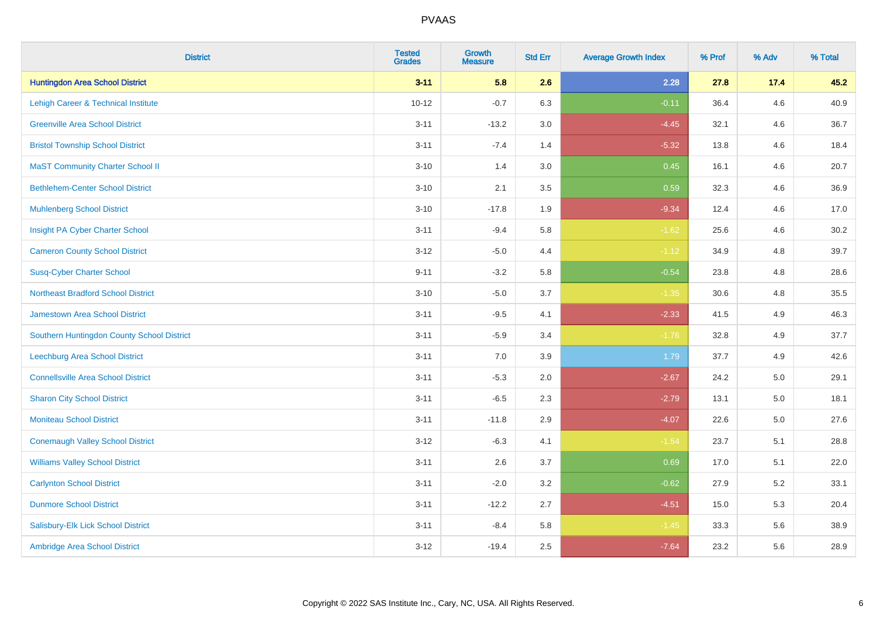| District | Tested Grades | Growth Measure | Std Err | Average Growth Index | % Prof | % Adv | % Total |
|---|---|---|---|---|---|---|---|
| **Huntingdon Area School District** | **3-11** | **5.8** | **2.6** | **2.28** | **27.8** | **17.4** | **45.2** |
| Lehigh Career & Technical Institute | 10-12 | -0.7 | 6.3 | -0.11 | 36.4 | 4.6 | 40.9 |
| Greenville Area School District | 3-11 | -13.2 | 3.0 | -4.45 | 32.1 | 4.6 | 36.7 |
| Bristol Township School District | 3-11 | -7.4 | 1.4 | -5.32 | 13.8 | 4.6 | 18.4 |
| MaST Community Charter School II | 3-10 | 1.4 | 3.0 | 0.45 | 16.1 | 4.6 | 20.7 |
| Bethlehem-Center School District | 3-10 | 2.1 | 3.5 | 0.59 | 32.3 | 4.6 | 36.9 |
| Muhlenberg School District | 3-10 | -17.8 | 1.9 | -9.34 | 12.4 | 4.6 | 17.0 |
| Insight PA Cyber Charter School | 3-11 | -9.4 | 5.8 | -1.62 | 25.6 | 4.6 | 30.2 |
| Cameron County School District | 3-12 | -5.0 | 4.4 | -1.12 | 34.9 | 4.8 | 39.7 |
| Susq-Cyber Charter School | 9-11 | -3.2 | 5.8 | -0.54 | 23.8 | 4.8 | 28.6 |
| Northeast Bradford School District | 3-10 | -5.0 | 3.7 | -1.35 | 30.6 | 4.8 | 35.5 |
| Jamestown Area School District | 3-11 | -9.5 | 4.1 | -2.33 | 41.5 | 4.9 | 46.3 |
| Southern Huntingdon County School District | 3-11 | -5.9 | 3.4 | -1.76 | 32.8 | 4.9 | 37.7 |
| Leechburg Area School District | 3-11 | 7.0 | 3.9 | 1.79 | 37.7 | 4.9 | 42.6 |
| Connellsville Area School District | 3-11 | -5.3 | 2.0 | -2.67 | 24.2 | 5.0 | 29.1 |
| Sharon City School District | 3-11 | -6.5 | 2.3 | -2.79 | 13.1 | 5.0 | 18.1 |
| Moniteau School District | 3-11 | -11.8 | 2.9 | -4.07 | 22.6 | 5.0 | 27.6 |
| Conemaugh Valley School District | 3-12 | -6.3 | 4.1 | -1.54 | 23.7 | 5.1 | 28.8 |
| Williams Valley School District | 3-11 | 2.6 | 3.7 | 0.69 | 17.0 | 5.1 | 22.0 |
| Carlynton School District | 3-11 | -2.0 | 3.2 | -0.62 | 27.9 | 5.2 | 33.1 |
| Dunmore School District | 3-11 | -12.2 | 2.7 | -4.51 | 15.0 | 5.3 | 20.4 |
| Salisbury-Elk Lick School District | 3-11 | -8.4 | 5.8 | -1.45 | 33.3 | 5.6 | 38.9 |
| Ambridge Area School District | 3-12 | -19.4 | 2.5 | -7.64 | 23.2 | 5.6 | 28.9 |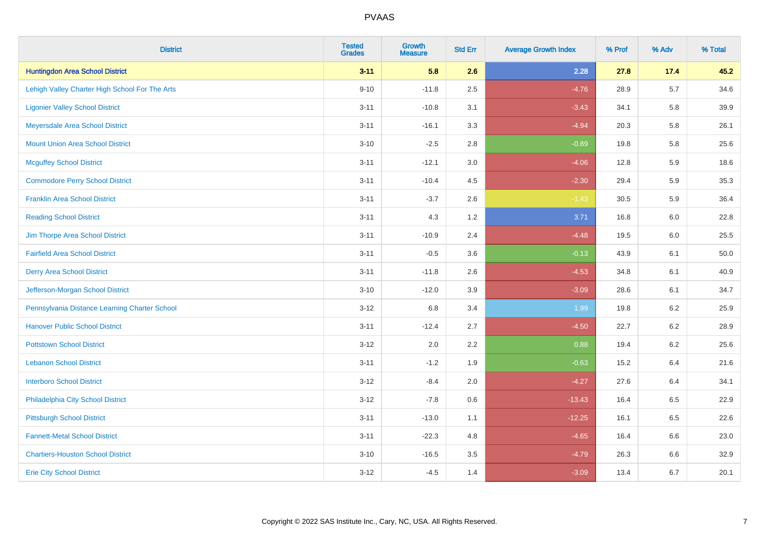| District | Tested Grades | Growth Measure | Std Err | Average Growth Index | % Prof | % Adv | % Total |
|---|---|---|---|---|---|---|---|
| **Huntingdon Area School District** | **3-11** | **5.8** | **2.6** | **2.28** | **27.8** | **17.4** | **45.2** |
| Lehigh Valley Charter High School For The Arts | 9-10 | -11.8 | 2.5 | -4.76 | 28.9 | 5.7 | 34.6 |
| Ligonier Valley School District | 3-11 | -10.8 | 3.1 | -3.43 | 34.1 | 5.8 | 39.9 |
| Meyersdale Area School District | 3-11 | -16.1 | 3.3 | -4.94 | 20.3 | 5.8 | 26.1 |
| Mount Union Area School District | 3-10 | -2.5 | 2.8 | -0.89 | 19.8 | 5.8 | 25.6 |
| Mcguffey School District | 3-11 | -12.1 | 3.0 | -4.06 | 12.8 | 5.9 | 18.6 |
| Commodore Perry School District | 3-11 | -10.4 | 4.5 | -2.30 | 29.4 | 5.9 | 35.3 |
| Franklin Area School District | 3-11 | -3.7 | 2.6 | -1.43 | 30.5 | 5.9 | 36.4 |
| Reading School District | 3-11 | 4.3 | 1.2 | 3.71 | 16.8 | 6.0 | 22.8 |
| Jim Thorpe Area School District | 3-11 | -10.9 | 2.4 | -4.48 | 19.5 | 6.0 | 25.5 |
| Fairfield Area School District | 3-11 | -0.5 | 3.6 | -0.13 | 43.9 | 6.1 | 50.0 |
| Derry Area School District | 3-11 | -11.8 | 2.6 | -4.53 | 34.8 | 6.1 | 40.9 |
| Jefferson-Morgan School District | 3-10 | -12.0 | 3.9 | -3.09 | 28.6 | 6.1 | 34.7 |
| Pennsylvania Distance Learning Charter School | 3-12 | 6.8 | 3.4 | 1.99 | 19.8 | 6.2 | 25.9 |
| Hanover Public School District | 3-11 | -12.4 | 2.7 | -4.50 | 22.7 | 6.2 | 28.9 |
| Pottstown School District | 3-12 | 2.0 | 2.2 | 0.88 | 19.4 | 6.2 | 25.6 |
| Lebanon School District | 3-11 | -1.2 | 1.9 | -0.63 | 15.2 | 6.4 | 21.6 |
| Interboro School District | 3-12 | -8.4 | 2.0 | -4.27 | 27.6 | 6.4 | 34.1 |
| Philadelphia City School District | 3-12 | -7.8 | 0.6 | -13.43 | 16.4 | 6.5 | 22.9 |
| Pittsburgh School District | 3-11 | -13.0 | 1.1 | -12.25 | 16.1 | 6.5 | 22.6 |
| Fannett-Metal School District | 3-11 | -22.3 | 4.8 | -4.65 | 16.4 | 6.6 | 23.0 |
| Chartiers-Houston School District | 3-10 | -16.5 | 3.5 | -4.79 | 26.3 | 6.6 | 32.9 |
| Erie City School District | 3-12 | -4.5 | 1.4 | -3.09 | 13.4 | 6.7 | 20.1 |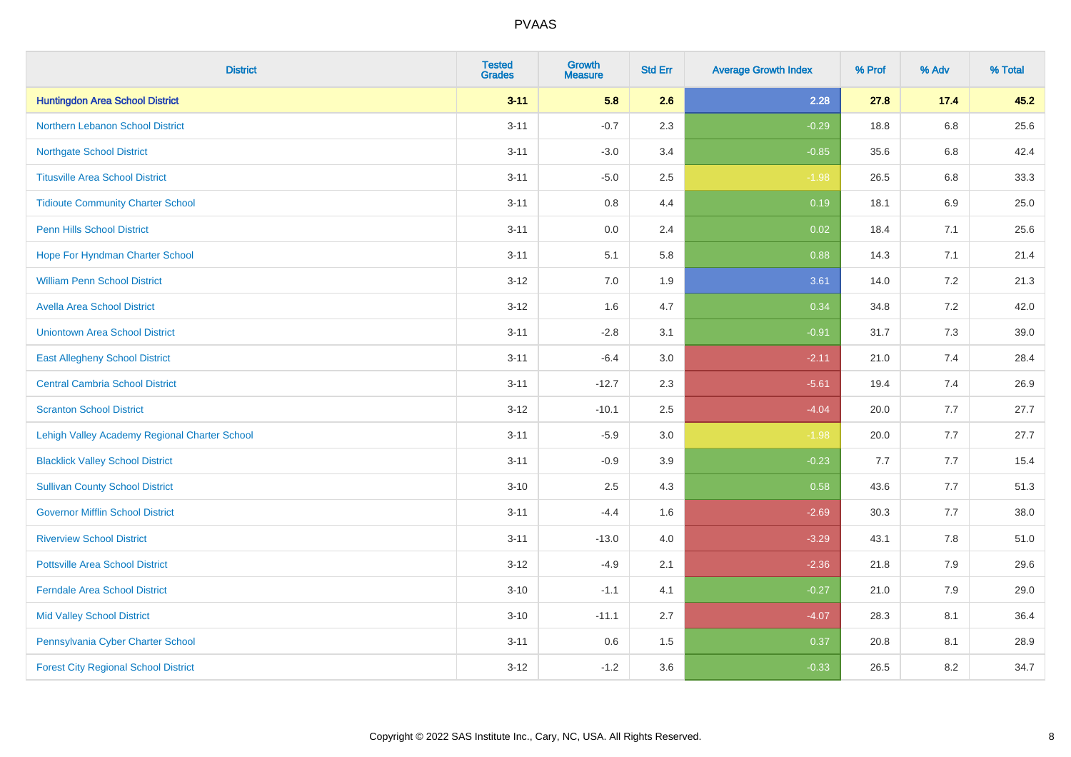# PVAAS

| District | Tested Grades | Growth Measure | Std Err | Average Growth Index | % Prof | % Adv | % Total |
|---|---|---|---|---|---|---|---|
| **Huntingdon Area School District** | **3-11** | **5.8** | **2.6** | **2.28** | **27.8** | **17.4** | **45.2** |
| Northern Lebanon School District | 3-11 | -0.7 | 2.3 | -0.29 | 18.8 | 6.8 | 25.6 |
| Northgate School District | 3-11 | -3.0 | 3.4 | -0.85 | 35.6 | 6.8 | 42.4 |
| Titusville Area School District | 3-11 | -5.0 | 2.5 | -1.98 | 26.5 | 6.8 | 33.3 |
| Tidioute Community Charter School | 3-11 | 0.8 | 4.4 | 0.19 | 18.1 | 6.9 | 25.0 |
| Penn Hills School District | 3-11 | 0.0 | 2.4 | 0.02 | 18.4 | 7.1 | 25.6 |
| Hope For Hyndman Charter School | 3-11 | 5.1 | 5.8 | 0.88 | 14.3 | 7.1 | 21.4 |
| William Penn School District | 3-12 | 7.0 | 1.9 | 3.61 | 14.0 | 7.2 | 21.3 |
| Avella Area School District | 3-12 | 1.6 | 4.7 | 0.34 | 34.8 | 7.2 | 42.0 |
| Uniontown Area School District | 3-11 | -2.8 | 3.1 | -0.91 | 31.7 | 7.3 | 39.0 |
| East Allegheny School District | 3-11 | -6.4 | 3.0 | -2.11 | 21.0 | 7.4 | 28.4 |
| Central Cambria School District | 3-11 | -12.7 | 2.3 | -5.61 | 19.4 | 7.4 | 26.9 |
| Scranton School District | 3-12 | -10.1 | 2.5 | -4.04 | 20.0 | 7.7 | 27.7 |
| Lehigh Valley Academy Regional Charter School | 3-11 | -5.9 | 3.0 | -1.98 | 20.0 | 7.7 | 27.7 |
| Blacklick Valley School District | 3-11 | -0.9 | 3.9 | -0.23 | 7.7 | 7.7 | 15.4 |
| Sullivan County School District | 3-10 | 2.5 | 4.3 | 0.58 | 43.6 | 7.7 | 51.3 |
| Governor Mifflin School District | 3-11 | -4.4 | 1.6 | -2.69 | 30.3 | 7.7 | 38.0 |
| Riverview School District | 3-11 | -13.0 | 4.0 | -3.29 | 43.1 | 7.8 | 51.0 |
| Pottsville Area School District | 3-12 | -4.9 | 2.1 | -2.36 | 21.8 | 7.9 | 29.6 |
| Ferndale Area School District | 3-10 | -1.1 | 4.1 | -0.27 | 21.0 | 7.9 | 29.0 |
| Mid Valley School District | 3-10 | -11.1 | 2.7 | -4.07 | 28.3 | 8.1 | 36.4 |
| Pennsylvania Cyber Charter School | 3-11 | 0.6 | 1.5 | 0.37 | 20.8 | 8.1 | 28.9 |
| Forest City Regional School District | 3-12 | -1.2 | 3.6 | -0.33 | 26.5 | 8.2 | 34.7 |

Copyright © 2022 SAS Institute Inc., Cary, NC, USA. All Rights Reserved.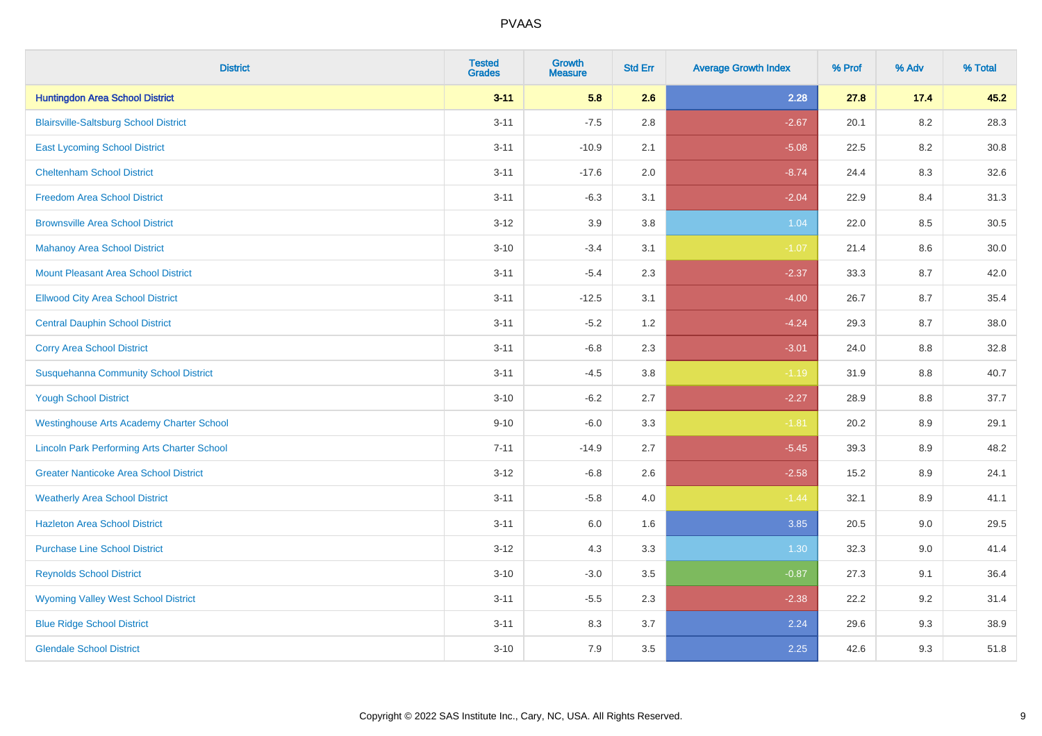# PVAAS

| District | Tested Grades | Growth Measure | Std Err | Average Growth Index | % Prof | % Adv | % Total |
|---|---|---|---|---|---|---|---|
| **Huntingdon Area School District** | **3-11** | **5.8** | **2.6** | **2.28** | **27.8** | **17.4** | **45.2** |
| Blairsville-Saltsburg School District | 3-11 | -7.5 | 2.8 | -2.67 | 20.1 | 8.2 | 28.3 |
| East Lycoming School District | 3-11 | -10.9 | 2.1 | -5.08 | 22.5 | 8.2 | 30.8 |
| Cheltenham School District | 3-11 | -17.6 | 2.0 | -8.74 | 24.4 | 8.3 | 32.6 |
| Freedom Area School District | 3-11 | -6.3 | 3.1 | -2.04 | 22.9 | 8.4 | 31.3 |
| Brownsville Area School District | 3-12 | 3.9 | 3.8 | 1.04 | 22.0 | 8.5 | 30.5 |
| Mahanoy Area School District | 3-10 | -3.4 | 3.1 | -1.07 | 21.4 | 8.6 | 30.0 |
| Mount Pleasant Area School District | 3-11 | -5.4 | 2.3 | -2.37 | 33.3 | 8.7 | 42.0 |
| Ellwood City Area School District | 3-11 | -12.5 | 3.1 | -4.00 | 26.7 | 8.7 | 35.4 |
| Central Dauphin School District | 3-11 | -5.2 | 1.2 | -4.24 | 29.3 | 8.7 | 38.0 |
| Corry Area School District | 3-11 | -6.8 | 2.3 | -3.01 | 24.0 | 8.8 | 32.8 |
| Susquehanna Community School District | 3-11 | -4.5 | 3.8 | -1.19 | 31.9 | 8.8 | 40.7 |
| Yough School District | 3-10 | -6.2 | 2.7 | -2.27 | 28.9 | 8.8 | 37.7 |
| Westinghouse Arts Academy Charter School | 9-10 | -6.0 | 3.3 | -1.81 | 20.2 | 8.9 | 29.1 |
| Lincoln Park Performing Arts Charter School | 7-11 | -14.9 | 2.7 | -5.45 | 39.3 | 8.9 | 48.2 |
| Greater Nanticoke Area School District | 3-12 | -6.8 | 2.6 | -2.58 | 15.2 | 8.9 | 24.1 |
| Weatherly Area School District | 3-11 | -5.8 | 4.0 | -1.44 | 32.1 | 8.9 | 41.1 |
| Hazleton Area School District | 3-11 | 6.0 | 1.6 | 3.85 | 20.5 | 9.0 | 29.5 |
| Purchase Line School District | 3-12 | 4.3 | 3.3 | 1.30 | 32.3 | 9.0 | 41.4 |
| Reynolds School District | 3-10 | -3.0 | 3.5 | -0.87 | 27.3 | 9.1 | 36.4 |
| Wyoming Valley West School District | 3-11 | -5.5 | 2.3 | -2.38 | 22.2 | 9.2 | 31.4 |
| Blue Ridge School District | 3-11 | 8.3 | 3.7 | 2.24 | 29.6 | 9.3 | 38.9 |
| Glendale School District | 3-10 | 7.9 | 3.5 | 2.25 | 42.6 | 9.3 | 51.8 |

Copyright © 2022 SAS Institute Inc., Cary, NC, USA. All Rights Reserved.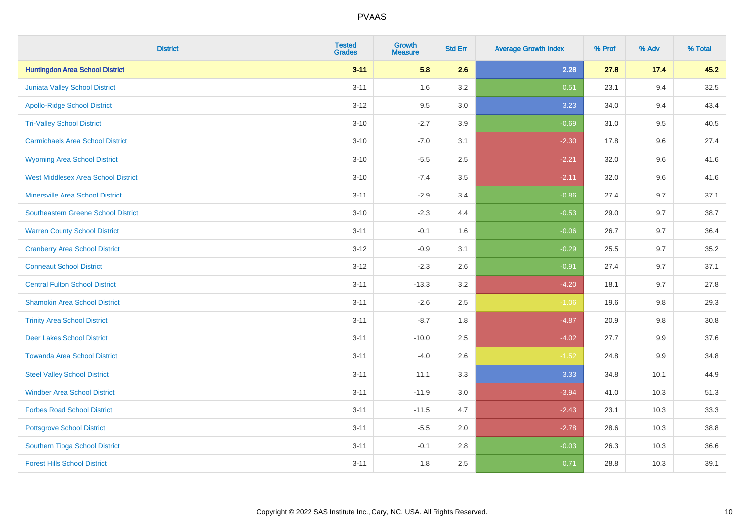| District | Tested Grades | Growth Measure | Std Err | Average Growth Index | % Prof | % Adv | % Total |
|---|---|---|---|---|---|---|---|
| **Huntingdon Area School District** | **3-11** | **5.8** | **2.6** | **2.28** | **27.8** | **17.4** | **45.2** |
| Juniata Valley School District | 3-11 | 1.6 | 3.2 | 0.51 | 23.1 | 9.4 | 32.5 |
| Apollo-Ridge School District | 3-12 | 9.5 | 3.0 | 3.23 | 34.0 | 9.4 | 43.4 |
| Tri-Valley School District | 3-10 | -2.7 | 3.9 | -0.69 | 31.0 | 9.5 | 40.5 |
| Carmichaels Area School District | 3-10 | -7.0 | 3.1 | -2.30 | 17.8 | 9.6 | 27.4 |
| Wyoming Area School District | 3-10 | -5.5 | 2.5 | -2.21 | 32.0 | 9.6 | 41.6 |
| West Middlesex Area School District | 3-10 | -7.4 | 3.5 | -2.11 | 32.0 | 9.6 | 41.6 |
| Minersville Area School District | 3-11 | -2.9 | 3.4 | -0.86 | 27.4 | 9.7 | 37.1 |
| Southeastern Greene School District | 3-10 | -2.3 | 4.4 | -0.53 | 29.0 | 9.7 | 38.7 |
| Warren County School District | 3-11 | -0.1 | 1.6 | -0.06 | 26.7 | 9.7 | 36.4 |
| Cranberry Area School District | 3-12 | -0.9 | 3.1 | -0.29 | 25.5 | 9.7 | 35.2 |
| Conneaut School District | 3-12 | -2.3 | 2.6 | -0.91 | 27.4 | 9.7 | 37.1 |
| Central Fulton School District | 3-11 | -13.3 | 3.2 | -4.20 | 18.1 | 9.7 | 27.8 |
| Shamokin Area School District | 3-11 | -2.6 | 2.5 | -1.06 | 19.6 | 9.8 | 29.3 |
| Trinity Area School District | 3-11 | -8.7 | 1.8 | -4.87 | 20.9 | 9.8 | 30.8 |
| Deer Lakes School District | 3-11 | -10.0 | 2.5 | -4.02 | 27.7 | 9.9 | 37.6 |
| Towanda Area School District | 3-11 | -4.0 | 2.6 | -1.52 | 24.8 | 9.9 | 34.8 |
| Steel Valley School District | 3-11 | 11.1 | 3.3 | 3.33 | 34.8 | 10.1 | 44.9 |
| Windber Area School District | 3-11 | -11.9 | 3.0 | -3.94 | 41.0 | 10.3 | 51.3 |
| Forbes Road School District | 3-11 | -11.5 | 4.7 | -2.43 | 23.1 | 10.3 | 33.3 |
| Pottsgrove School District | 3-11 | -5.5 | 2.0 | -2.78 | 28.6 | 10.3 | 38.8 |
| Southern Tioga School District | 3-11 | -0.1 | 2.8 | -0.03 | 26.3 | 10.3 | 36.6 |
| Forest Hills School District | 3-11 | 1.8 | 2.5 | 0.71 | 28.8 | 10.3 | 39.1 |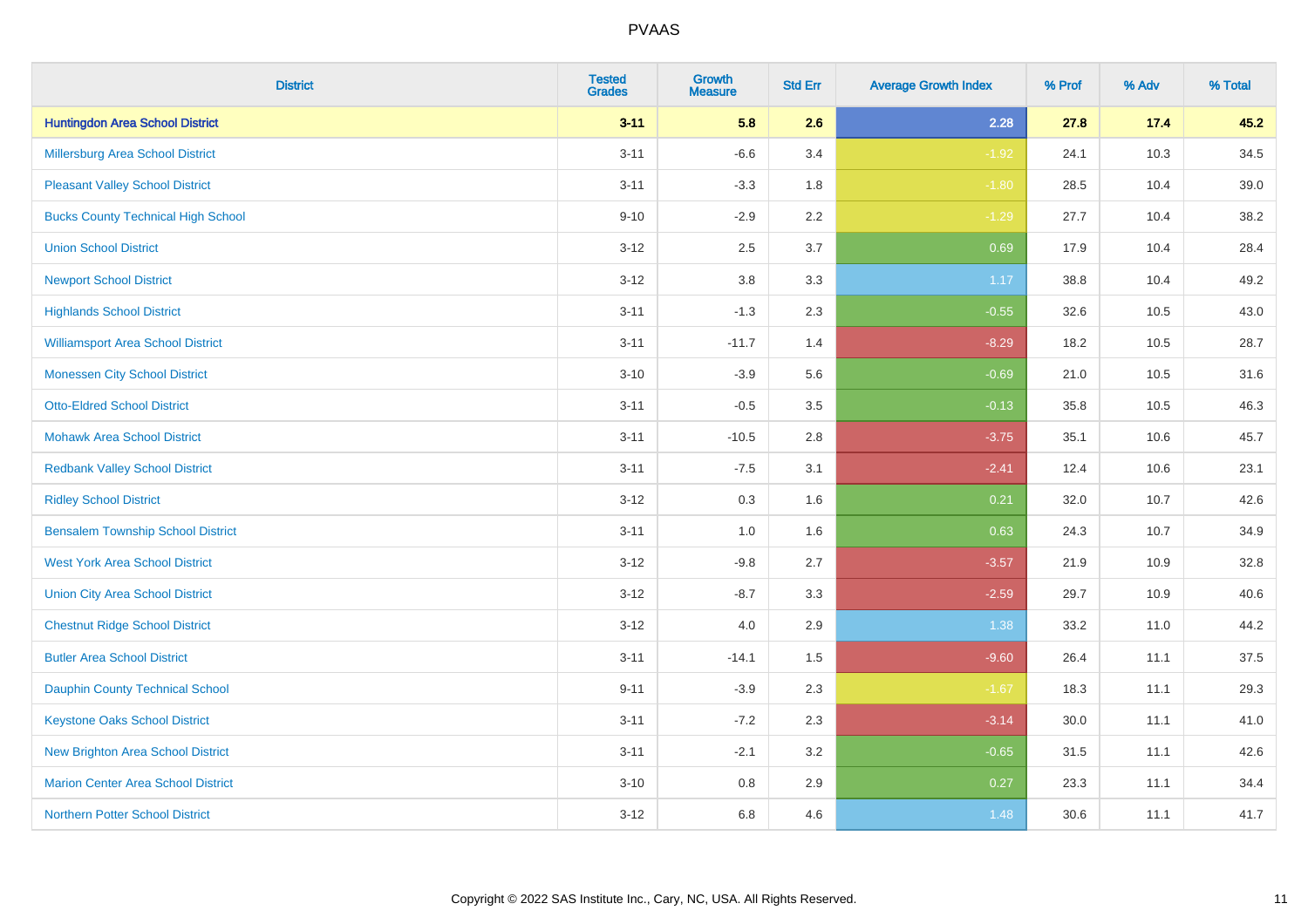| District | Tested Grades | Growth Measure | Std Err | Average Growth Index | % Prof | % Adv | % Total |
|---|---|---|---|---|---|---|---|
| **Huntingdon Area School District** | **3-11** | **5.8** | **2.6** | **2.28** | **27.8** | **17.4** | **45.2** |
| Millersburg Area School District | 3-11 | -6.6 | 3.4 | -1.92 | 24.1 | 10.3 | 34.5 |
| Pleasant Valley School District | 3-11 | -3.3 | 1.8 | -1.80 | 28.5 | 10.4 | 39.0 |
| Bucks County Technical High School | 9-10 | -2.9 | 2.2 | -1.29 | 27.7 | 10.4 | 38.2 |
| Union School District | 3-12 | 2.5 | 3.7 | 0.69 | 17.9 | 10.4 | 28.4 |
| Newport School District | 3-12 | 3.8 | 3.3 | 1.17 | 38.8 | 10.4 | 49.2 |
| Highlands School District | 3-11 | -1.3 | 2.3 | -0.55 | 32.6 | 10.5 | 43.0 |
| Williamsport Area School District | 3-11 | -11.7 | 1.4 | -8.29 | 18.2 | 10.5 | 28.7 |
| Monessen City School District | 3-10 | -3.9 | 5.6 | -0.69 | 21.0 | 10.5 | 31.6 |
| Otto-Eldred School District | 3-11 | -0.5 | 3.5 | -0.13 | 35.8 | 10.5 | 46.3 |
| Mohawk Area School District | 3-11 | -10.5 | 2.8 | -3.75 | 35.1 | 10.6 | 45.7 |
| Redbank Valley School District | 3-11 | -7.5 | 3.1 | -2.41 | 12.4 | 10.6 | 23.1 |
| Ridley School District | 3-12 | 0.3 | 1.6 | 0.21 | 32.0 | 10.7 | 42.6 |
| Bensalem Township School District | 3-11 | 1.0 | 1.6 | 0.63 | 24.3 | 10.7 | 34.9 |
| West York Area School District | 3-12 | -9.8 | 2.7 | -3.57 | 21.9 | 10.9 | 32.8 |
| Union City Area School District | 3-12 | -8.7 | 3.3 | -2.59 | 29.7 | 10.9 | 40.6 |
| Chestnut Ridge School District | 3-12 | 4.0 | 2.9 | 1.38 | 33.2 | 11.0 | 44.2 |
| Butler Area School District | 3-11 | -14.1 | 1.5 | -9.60 | 26.4 | 11.1 | 37.5 |
| Dauphin County Technical School | 9-11 | -3.9 | 2.3 | -1.67 | 18.3 | 11.1 | 29.3 |
| Keystone Oaks School District | 3-11 | -7.2 | 2.3 | -3.14 | 30.0 | 11.1 | 41.0 |
| New Brighton Area School District | 3-11 | -2.1 | 3.2 | -0.65 | 31.5 | 11.1 | 42.6 |
| Marion Center Area School District | 3-10 | 0.8 | 2.9 | 0.27 | 23.3 | 11.1 | 34.4 |
| Northern Potter School District | 3-12 | 6.8 | 4.6 | 1.48 | 30.6 | 11.1 | 41.7 |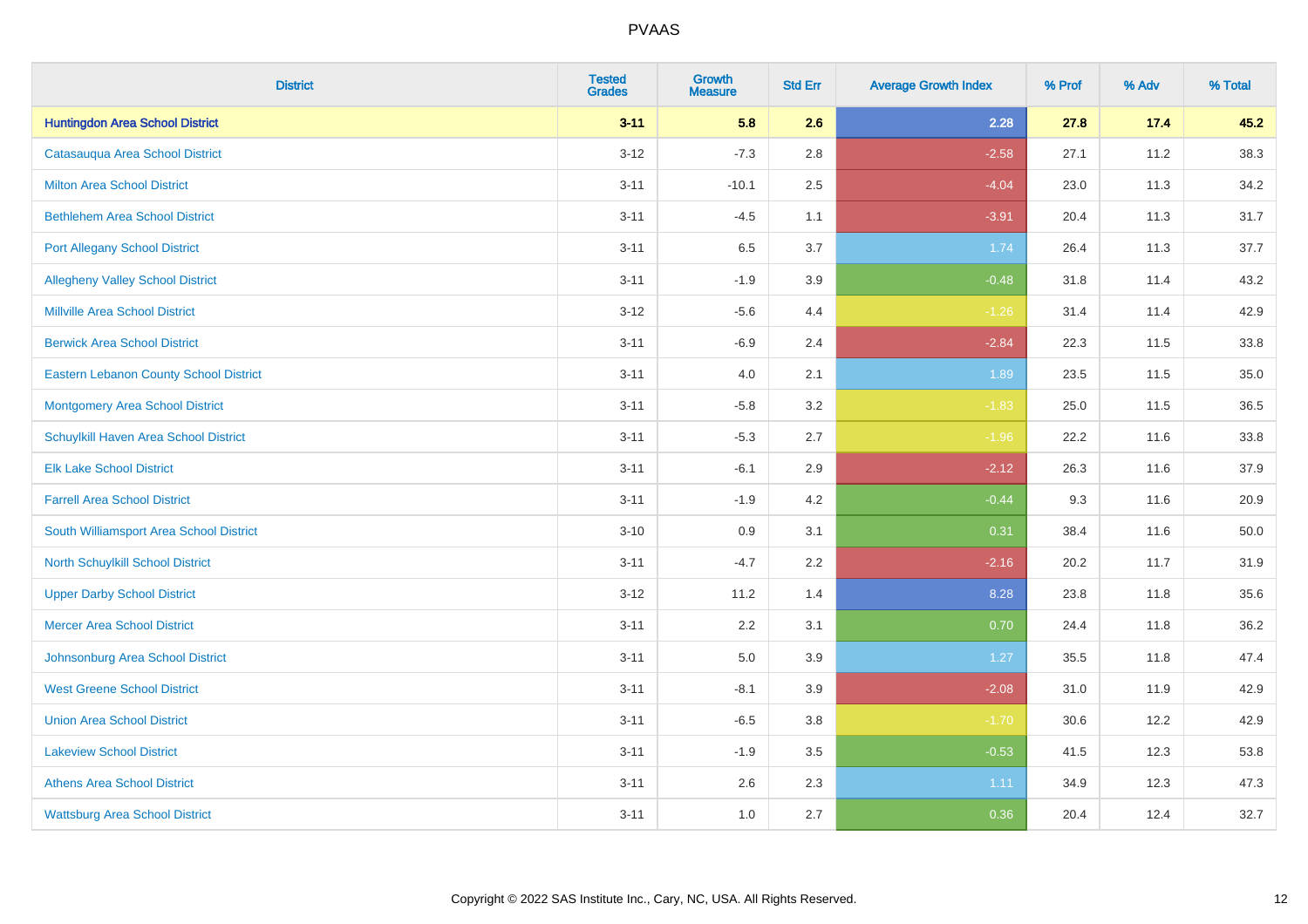| District | Tested Grades | Growth Measure | Std Err | Average Growth Index | % Prof | % Adv | % Total |
|---|---|---|---|---|---|---|---|
| **Huntingdon Area School District** | **3-11** | **5.8** | **2.6** | **2.28** | **27.8** | **17.4** | **45.2** |
| Catasauqua Area School District | 3-12 | -7.3 | 2.8 | -2.58 | 27.1 | 11.2 | 38.3 |
| Milton Area School District | 3-11 | -10.1 | 2.5 | -4.04 | 23.0 | 11.3 | 34.2 |
| Bethlehem Area School District | 3-11 | -4.5 | 1.1 | -3.91 | 20.4 | 11.3 | 31.7 |
| Port Allegany School District | 3-11 | 6.5 | 3.7 | 1.74 | 26.4 | 11.3 | 37.7 |
| Allegheny Valley School District | 3-11 | -1.9 | 3.9 | -0.48 | 31.8 | 11.4 | 43.2 |
| Millville Area School District | 3-12 | -5.6 | 4.4 | -1.26 | 31.4 | 11.4 | 42.9 |
| Berwick Area School District | 3-11 | -6.9 | 2.4 | -2.84 | 22.3 | 11.5 | 33.8 |
| Eastern Lebanon County School District | 3-11 | 4.0 | 2.1 | 1.89 | 23.5 | 11.5 | 35.0 |
| Montgomery Area School District | 3-11 | -5.8 | 3.2 | -1.83 | 25.0 | 11.5 | 36.5 |
| Schuylkill Haven Area School District | 3-11 | -5.3 | 2.7 | -1.96 | 22.2 | 11.6 | 33.8 |
| Elk Lake School District | 3-11 | -6.1 | 2.9 | -2.12 | 26.3 | 11.6 | 37.9 |
| Farrell Area School District | 3-11 | -1.9 | 4.2 | -0.44 | 9.3 | 11.6 | 20.9 |
| South Williamsport Area School District | 3-10 | 0.9 | 3.1 | 0.31 | 38.4 | 11.6 | 50.0 |
| North Schuylkill School District | 3-11 | -4.7 | 2.2 | -2.16 | 20.2 | 11.7 | 31.9 |
| Upper Darby School District | 3-12 | 11.2 | 1.4 | 8.28 | 23.8 | 11.8 | 35.6 |
| Mercer Area School District | 3-11 | 2.2 | 3.1 | 0.70 | 24.4 | 11.8 | 36.2 |
| Johnsonburg Area School District | 3-11 | 5.0 | 3.9 | 1.27 | 35.5 | 11.8 | 47.4 |
| West Greene School District | 3-11 | -8.1 | 3.9 | -2.08 | 31.0 | 11.9 | 42.9 |
| Union Area School District | 3-11 | -6.5 | 3.8 | -1.70 | 30.6 | 12.2 | 42.9 |
| Lakeview School District | 3-11 | -1.9 | 3.5 | -0.53 | 41.5 | 12.3 | 53.8 |
| Athens Area School District | 3-11 | 2.6 | 2.3 | 1.11 | 34.9 | 12.3 | 47.3 |
| Wattsburg Area School District | 3-11 | 1.0 | 2.7 | 0.36 | 20.4 | 12.4 | 32.7 |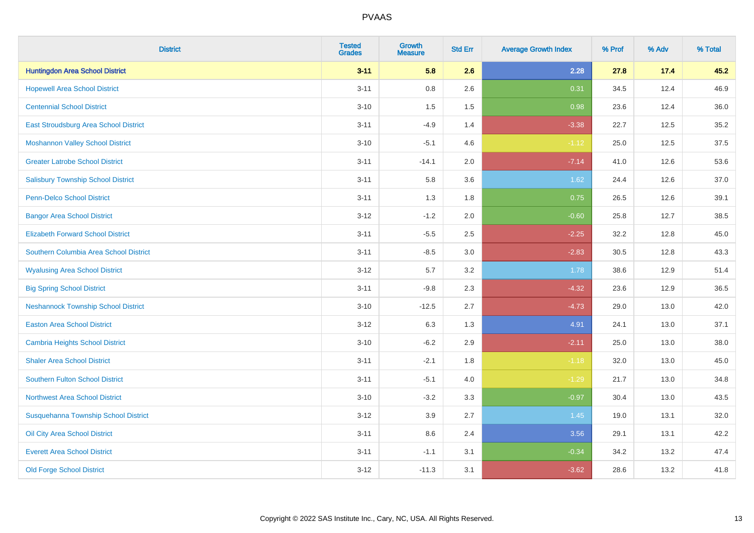| District | Tested Grades | Growth Measure | Std Err | Average Growth Index | % Prof | % Adv | % Total |
|---|---|---|---|---|---|---|---|
| **Huntingdon Area School District** | **3-11** | **5.8** | **2.6** | **2.28** | **27.8** | **17.4** | **45.2** |
| Hopewell Area School District | 3-11 | 0.8 | 2.6 | 0.31 | 34.5 | 12.4 | 46.9 |
| Centennial School District | 3-10 | 1.5 | 1.5 | 0.98 | 23.6 | 12.4 | 36.0 |
| East Stroudsburg Area School District | 3-11 | -4.9 | 1.4 | -3.38 | 22.7 | 12.5 | 35.2 |
| Moshannon Valley School District | 3-10 | -5.1 | 4.6 | -1.12 | 25.0 | 12.5 | 37.5 |
| Greater Latrobe School District | 3-11 | -14.1 | 2.0 | -7.14 | 41.0 | 12.6 | 53.6 |
| Salisbury Township School District | 3-11 | 5.8 | 3.6 | 1.62 | 24.4 | 12.6 | 37.0 |
| Penn-Delco School District | 3-11 | 1.3 | 1.8 | 0.75 | 26.5 | 12.6 | 39.1 |
| Bangor Area School District | 3-12 | -1.2 | 2.0 | -0.60 | 25.8 | 12.7 | 38.5 |
| Elizabeth Forward School District | 3-11 | -5.5 | 2.5 | -2.25 | 32.2 | 12.8 | 45.0 |
| Southern Columbia Area School District | 3-11 | -8.5 | 3.0 | -2.83 | 30.5 | 12.8 | 43.3 |
| Wyalusing Area School District | 3-12 | 5.7 | 3.2 | 1.78 | 38.6 | 12.9 | 51.4 |
| Big Spring School District | 3-11 | -9.8 | 2.3 | -4.32 | 23.6 | 12.9 | 36.5 |
| Neshannock Township School District | 3-10 | -12.5 | 2.7 | -4.73 | 29.0 | 13.0 | 42.0 |
| Easton Area School District | 3-12 | 6.3 | 1.3 | 4.91 | 24.1 | 13.0 | 37.1 |
| Cambria Heights School District | 3-10 | -6.2 | 2.9 | -2.11 | 25.0 | 13.0 | 38.0 |
| Shaler Area School District | 3-11 | -2.1 | 1.8 | -1.18 | 32.0 | 13.0 | 45.0 |
| Southern Fulton School District | 3-11 | -5.1 | 4.0 | -1.29 | 21.7 | 13.0 | 34.8 |
| Northwest Area School District | 3-10 | -3.2 | 3.3 | -0.97 | 30.4 | 13.0 | 43.5 |
| Susquehanna Township School District | 3-12 | 3.9 | 2.7 | 1.45 | 19.0 | 13.1 | 32.0 |
| Oil City Area School District | 3-11 | 8.6 | 2.4 | 3.56 | 29.1 | 13.1 | 42.2 |
| Everett Area School District | 3-11 | -1.1 | 3.1 | -0.34 | 34.2 | 13.2 | 47.4 |
| Old Forge School District | 3-12 | -11.3 | 3.1 | -3.62 | 28.6 | 13.2 | 41.8 |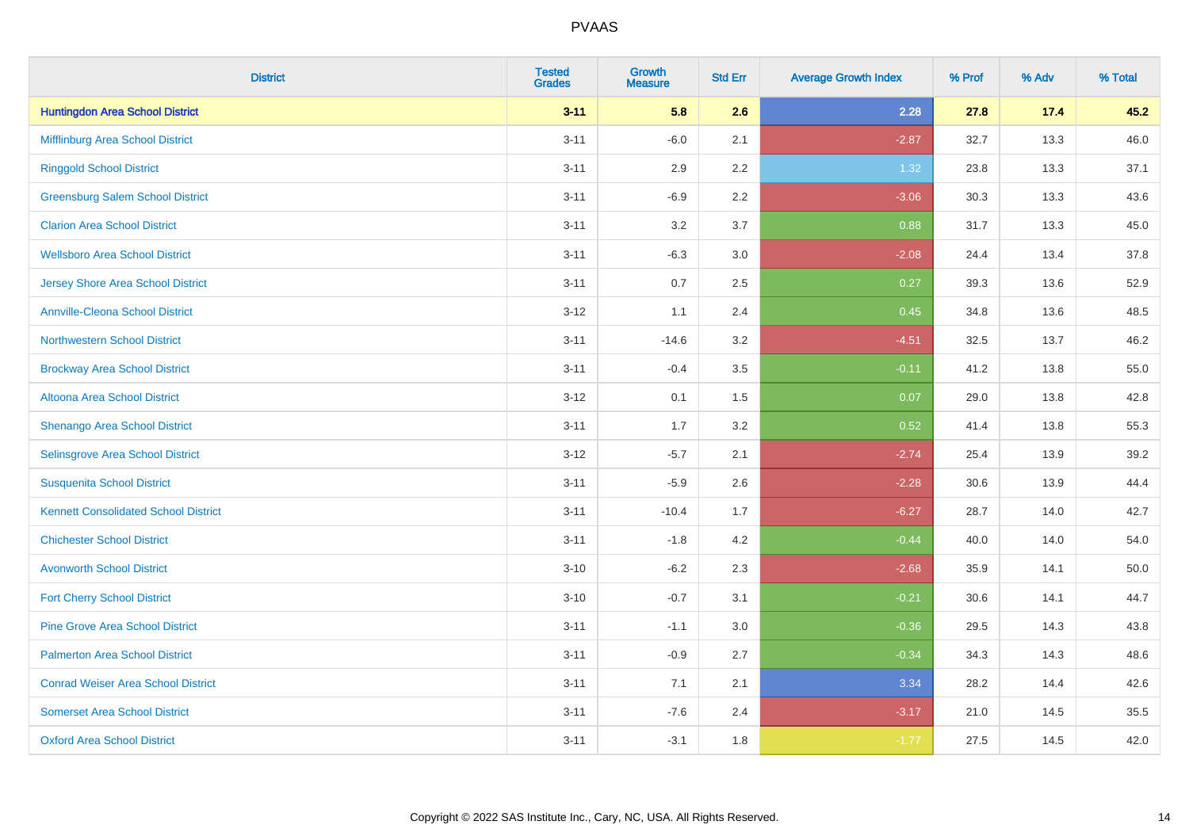| District | Tested Grades | Growth Measure | Std Err | Average Growth Index | % Prof | % Adv | % Total |
|---|---|---|---|---|---|---|---|
| **Huntingdon Area School District** | **3-11** | **5.8** | **2.6** | **2.28** | **27.8** | **17.4** | **45.2** |
| Mifflinburg Area School District | 3-11 | -6.0 | 2.1 | -2.87 | 32.7 | 13.3 | 46.0 |
| Ringgold School District | 3-11 | 2.9 | 2.2 | 1.32 | 23.8 | 13.3 | 37.1 |
| Greensburg Salem School District | 3-11 | -6.9 | 2.2 | -3.06 | 30.3 | 13.3 | 43.6 |
| Clarion Area School District | 3-11 | 3.2 | 3.7 | 0.88 | 31.7 | 13.3 | 45.0 |
| Wellsboro Area School District | 3-11 | -6.3 | 3.0 | -2.08 | 24.4 | 13.4 | 37.8 |
| Jersey Shore Area School District | 3-11 | 0.7 | 2.5 | 0.27 | 39.3 | 13.6 | 52.9 |
| Annville-Cleona School District | 3-12 | 1.1 | 2.4 | 0.45 | 34.8 | 13.6 | 48.5 |
| Northwestern School District | 3-11 | -14.6 | 3.2 | -4.51 | 32.5 | 13.7 | 46.2 |
| Brockway Area School District | 3-11 | -0.4 | 3.5 | -0.11 | 41.2 | 13.8 | 55.0 |
| Altoona Area School District | 3-12 | 0.1 | 1.5 | 0.07 | 29.0 | 13.8 | 42.8 |
| Shenango Area School District | 3-11 | 1.7 | 3.2 | 0.52 | 41.4 | 13.8 | 55.3 |
| Selinsgrove Area School District | 3-12 | -5.7 | 2.1 | -2.74 | 25.4 | 13.9 | 39.2 |
| Susquenita School District | 3-11 | -5.9 | 2.6 | -2.28 | 30.6 | 13.9 | 44.4 |
| Kennett Consolidated School District | 3-11 | -10.4 | 1.7 | -6.27 | 28.7 | 14.0 | 42.7 |
| Chichester School District | 3-11 | -1.8 | 4.2 | -0.44 | 40.0 | 14.0 | 54.0 |
| Avonworth School District | 3-10 | -6.2 | 2.3 | -2.68 | 35.9 | 14.1 | 50.0 |
| Fort Cherry School District | 3-10 | -0.7 | 3.1 | -0.21 | 30.6 | 14.1 | 44.7 |
| Pine Grove Area School District | 3-11 | -1.1 | 3.0 | -0.36 | 29.5 | 14.3 | 43.8 |
| Palmerton Area School District | 3-11 | -0.9 | 2.7 | -0.34 | 34.3 | 14.3 | 48.6 |
| Conrad Weiser Area School District | 3-11 | 7.1 | 2.1 | 3.34 | 28.2 | 14.4 | 42.6 |
| Somerset Area School District | 3-11 | -7.6 | 2.4 | -3.17 | 21.0 | 14.5 | 35.5 |
| Oxford Area School District | 3-11 | -3.1 | 1.8 | -1.77 | 27.5 | 14.5 | 42.0 |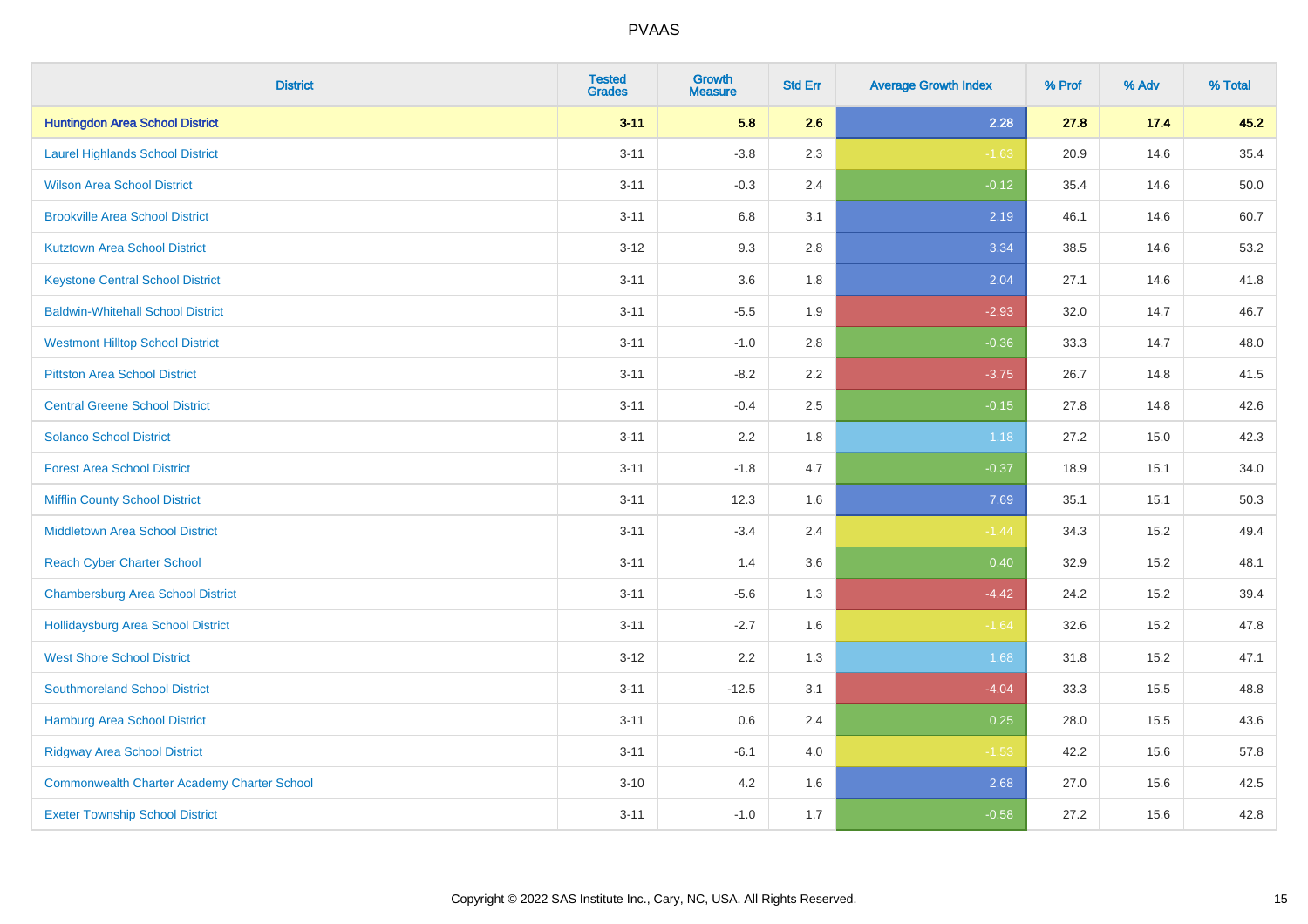# PVAAS

| District | Tested Grades | Growth Measure | Std Err | Average Growth Index | % Prof | % Adv | % Total |
|---|---|---|---|---|---|---|---|
| **Huntingdon Area School District** | **3-11** | **5.8** | **2.6** | **2.28** | **27.8** | **17.4** | **45.2** |
| Laurel Highlands School District | 3-11 | -3.8 | 2.3 | -1.63 | 20.9 | 14.6 | 35.4 |
| Wilson Area School District | 3-11 | -0.3 | 2.4 | -0.12 | 35.4 | 14.6 | 50.0 |
| Brookville Area School District | 3-11 | 6.8 | 3.1 | 2.19 | 46.1 | 14.6 | 60.7 |
| Kutztown Area School District | 3-12 | 9.3 | 2.8 | 3.34 | 38.5 | 14.6 | 53.2 |
| Keystone Central School District | 3-11 | 3.6 | 1.8 | 2.04 | 27.1 | 14.6 | 41.8 |
| Baldwin-Whitehall School District | 3-11 | -5.5 | 1.9 | -2.93 | 32.0 | 14.7 | 46.7 |
| Westmont Hilltop School District | 3-11 | -1.0 | 2.8 | -0.36 | 33.3 | 14.7 | 48.0 |
| Pittston Area School District | 3-11 | -8.2 | 2.2 | -3.75 | 26.7 | 14.8 | 41.5 |
| Central Greene School District | 3-11 | -0.4 | 2.5 | -0.15 | 27.8 | 14.8 | 42.6 |
| Solanco School District | 3-11 | 2.2 | 1.8 | 1.18 | 27.2 | 15.0 | 42.3 |
| Forest Area School District | 3-11 | -1.8 | 4.7 | -0.37 | 18.9 | 15.1 | 34.0 |
| Mifflin County School District | 3-11 | 12.3 | 1.6 | 7.69 | 35.1 | 15.1 | 50.3 |
| Middletown Area School District | 3-11 | -3.4 | 2.4 | -1.44 | 34.3 | 15.2 | 49.4 |
| Reach Cyber Charter School | 3-11 | 1.4 | 3.6 | 0.40 | 32.9 | 15.2 | 48.1 |
| Chambersburg Area School District | 3-11 | -5.6 | 1.3 | -4.42 | 24.2 | 15.2 | 39.4 |
| Hollidaysburg Area School District | 3-11 | -2.7 | 1.6 | -1.64 | 32.6 | 15.2 | 47.8 |
| West Shore School District | 3-12 | 2.2 | 1.3 | 1.68 | 31.8 | 15.2 | 47.1 |
| Southmoreland School District | 3-11 | -12.5 | 3.1 | -4.04 | 33.3 | 15.5 | 48.8 |
| Hamburg Area School District | 3-11 | 0.6 | 2.4 | 0.25 | 28.0 | 15.5 | 43.6 |
| Ridgway Area School District | 3-11 | -6.1 | 4.0 | -1.53 | 42.2 | 15.6 | 57.8 |
| Commonwealth Charter Academy Charter School | 3-10 | 4.2 | 1.6 | 2.68 | 27.0 | 15.6 | 42.5 |
| Exeter Township School District | 3-11 | -1.0 | 1.7 | -0.58 | 27.2 | 15.6 | 42.8 |

Copyright © 2022 SAS Institute Inc., Cary, NC, USA. All Rights Reserved.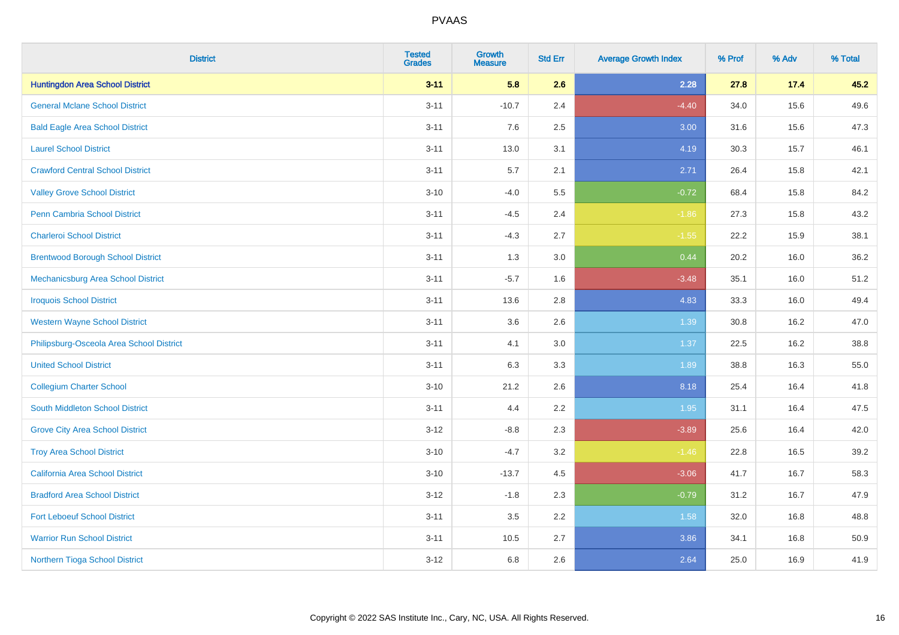# PVAAS

| District | Tested Grades | Growth Measure | Std Err | Average Growth Index | % Prof | % Adv | % Total |
|---|---|---|---|---|---|---|---|
| **Huntingdon Area School District** | **3-11** | **5.8** | **2.6** | **2.28** | **27.8** | **17.4** | **45.2** |
| General Mclane School District | 3-11 | -10.7 | 2.4 | -4.40 | 34.0 | 15.6 | 49.6 |
| Bald Eagle Area School District | 3-11 | 7.6 | 2.5 | 3.00 | 31.6 | 15.6 | 47.3 |
| Laurel School District | 3-11 | 13.0 | 3.1 | 4.19 | 30.3 | 15.7 | 46.1 |
| Crawford Central School District | 3-11 | 5.7 | 2.1 | 2.71 | 26.4 | 15.8 | 42.1 |
| Valley Grove School District | 3-10 | -4.0 | 5.5 | -0.72 | 68.4 | 15.8 | 84.2 |
| Penn Cambria School District | 3-11 | -4.5 | 2.4 | -1.86 | 27.3 | 15.8 | 43.2 |
| Charleroi School District | 3-11 | -4.3 | 2.7 | -1.55 | 22.2 | 15.9 | 38.1 |
| Brentwood Borough School District | 3-11 | 1.3 | 3.0 | 0.44 | 20.2 | 16.0 | 36.2 |
| Mechanicsburg Area School District | 3-11 | -5.7 | 1.6 | -3.48 | 35.1 | 16.0 | 51.2 |
| Iroquois School District | 3-11 | 13.6 | 2.8 | 4.83 | 33.3 | 16.0 | 49.4 |
| Western Wayne School District | 3-11 | 3.6 | 2.6 | 1.39 | 30.8 | 16.2 | 47.0 |
| Philipsburg-Osceola Area School District | 3-11 | 4.1 | 3.0 | 1.37 | 22.5 | 16.2 | 38.8 |
| United School District | 3-11 | 6.3 | 3.3 | 1.89 | 38.8 | 16.3 | 55.0 |
| Collegium Charter School | 3-10 | 21.2 | 2.6 | 8.18 | 25.4 | 16.4 | 41.8 |
| South Middleton School District | 3-11 | 4.4 | 2.2 | 1.95 | 31.1 | 16.4 | 47.5 |
| Grove City Area School District | 3-12 | -8.8 | 2.3 | -3.89 | 25.6 | 16.4 | 42.0 |
| Troy Area School District | 3-10 | -4.7 | 3.2 | -1.46 | 22.8 | 16.5 | 39.2 |
| California Area School District | 3-10 | -13.7 | 4.5 | -3.06 | 41.7 | 16.7 | 58.3 |
| Bradford Area School District | 3-12 | -1.8 | 2.3 | -0.79 | 31.2 | 16.7 | 47.9 |
| Fort Leboeuf School District | 3-11 | 3.5 | 2.2 | 1.58 | 32.0 | 16.8 | 48.8 |
| Warrior Run School District | 3-11 | 10.5 | 2.7 | 3.86 | 34.1 | 16.8 | 50.9 |
| Northern Tioga School District | 3-12 | 6.8 | 2.6 | 2.64 | 25.0 | 16.9 | 41.9 |

Copyright © 2022 SAS Institute Inc., Cary, NC, USA. All Rights Reserved.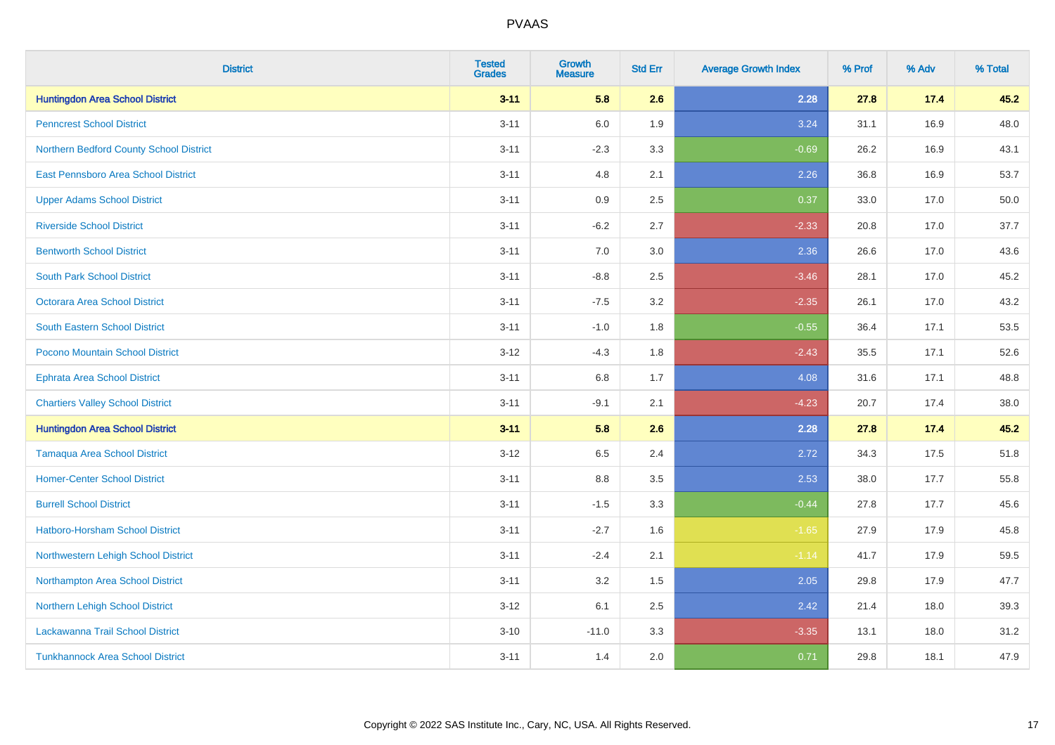# PVAAS

| District | Tested Grades | Growth Measure | Std Err | Average Growth Index | % Prof | % Adv | % Total |
|---|---|---|---|---|---|---|---|
| **Huntingdon Area School District** | **3-11** | **5.8** | **2.6** | **2.28** | **27.8** | **17.4** | **45.2** |
| Penncrest School District | 3-11 | 6.0 | 1.9 | 3.24 | 31.1 | 16.9 | 48.0 |
| Northern Bedford County School District | 3-11 | -2.3 | 3.3 | -0.69 | 26.2 | 16.9 | 43.1 |
| East Pennsboro Area School District | 3-11 | 4.8 | 2.1 | 2.26 | 36.8 | 16.9 | 53.7 |
| Upper Adams School District | 3-11 | 0.9 | 2.5 | 0.37 | 33.0 | 17.0 | 50.0 |
| Riverside School District | 3-11 | -6.2 | 2.7 | -2.33 | 20.8 | 17.0 | 37.7 |
| Bentworth School District | 3-11 | 7.0 | 3.0 | 2.36 | 26.6 | 17.0 | 43.6 |
| South Park School District | 3-11 | -8.8 | 2.5 | -3.46 | 28.1 | 17.0 | 45.2 |
| Octorara Area School District | 3-11 | -7.5 | 3.2 | -2.35 | 26.1 | 17.0 | 43.2 |
| South Eastern School District | 3-11 | -1.0 | 1.8 | -0.55 | 36.4 | 17.1 | 53.5 |
| Pocono Mountain School District | 3-12 | -4.3 | 1.8 | -2.43 | 35.5 | 17.1 | 52.6 |
| Ephrata Area School District | 3-11 | 6.8 | 1.7 | 4.08 | 31.6 | 17.1 | 48.8 |
| Chartiers Valley School District | 3-11 | -9.1 | 2.1 | -4.23 | 20.7 | 17.4 | 38.0 |
| **Huntingdon Area School District** | **3-11** | **5.8** | **2.6** | **2.28** | **27.8** | **17.4** | **45.2** |
| Tamaqua Area School District | 3-12 | 6.5 | 2.4 | 2.72 | 34.3 | 17.5 | 51.8 |
| Homer-Center School District | 3-11 | 8.8 | 3.5 | 2.53 | 38.0 | 17.7 | 55.8 |
| Burrell School District | 3-11 | -1.5 | 3.3 | -0.44 | 27.8 | 17.7 | 45.6 |
| Hatboro-Horsham School District | 3-11 | -2.7 | 1.6 | -1.65 | 27.9 | 17.9 | 45.8 |
| Northwestern Lehigh School District | 3-11 | -2.4 | 2.1 | -1.14 | 41.7 | 17.9 | 59.5 |
| Northampton Area School District | 3-11 | 3.2 | 1.5 | 2.05 | 29.8 | 17.9 | 47.7 |
| Northern Lehigh School District | 3-12 | 6.1 | 2.5 | 2.42 | 21.4 | 18.0 | 39.3 |
| Lackawanna Trail School District | 3-10 | -11.0 | 3.3 | -3.35 | 13.1 | 18.0 | 31.2 |
| Tunkhannock Area School District | 3-11 | 1.4 | 2.0 | 0.71 | 29.8 | 18.1 | 47.9 |

Copyright © 2022 SAS Institute Inc., Cary, NC, USA. All Rights Reserved.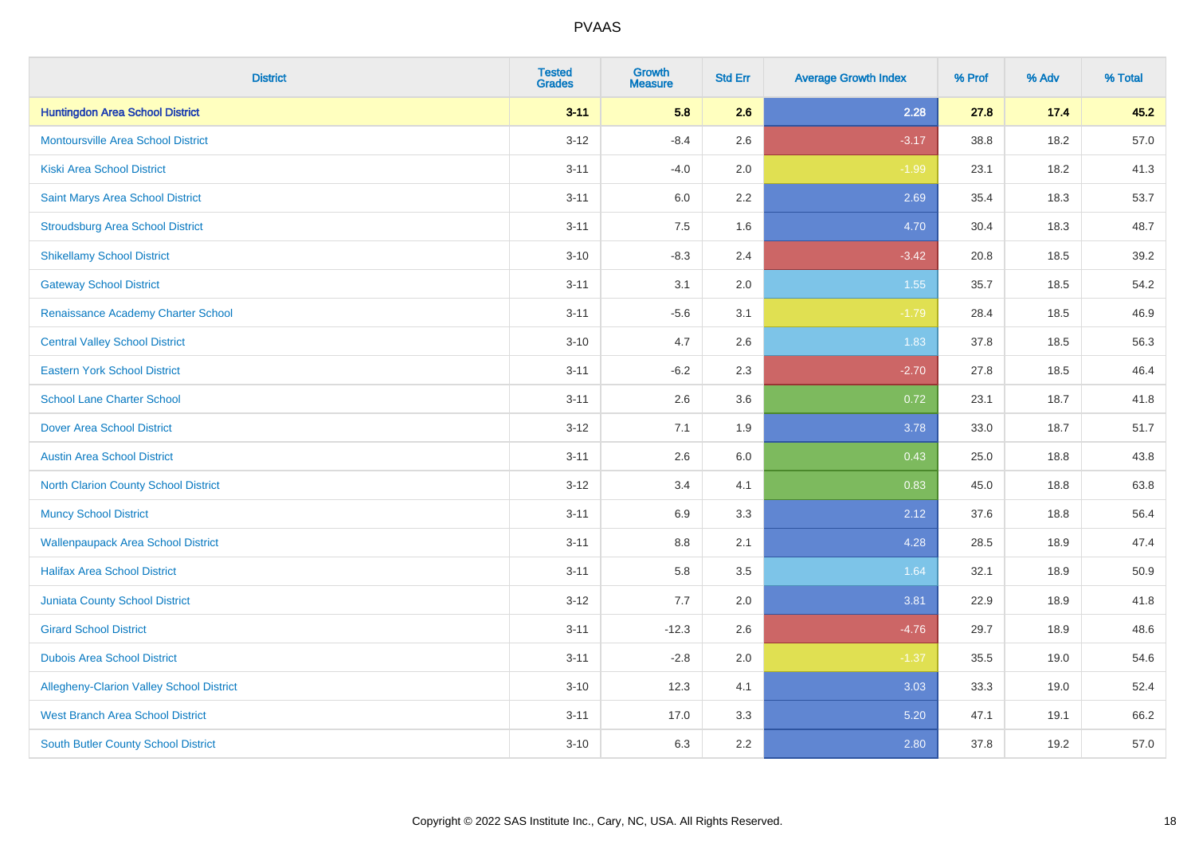| District | Tested Grades | Growth Measure | Std Err | Average Growth Index | % Prof | % Adv | % Total |
|---|---|---|---|---|---|---|---|
| **Huntingdon Area School District** | **3-11** | **5.8** | **2.6** | **2.28** | **27.8** | **17.4** | **45.2** |
| Montoursville Area School District | 3-12 | -8.4 | 2.6 | -3.17 | 38.8 | 18.2 | 57.0 |
| Kiski Area School District | 3-11 | -4.0 | 2.0 | -1.99 | 23.1 | 18.2 | 41.3 |
| Saint Marys Area School District | 3-11 | 6.0 | 2.2 | 2.69 | 35.4 | 18.3 | 53.7 |
| Stroudsburg Area School District | 3-11 | 7.5 | 1.6 | 4.70 | 30.4 | 18.3 | 48.7 |
| Shikellamy School District | 3-10 | -8.3 | 2.4 | -3.42 | 20.8 | 18.5 | 39.2 |
| Gateway School District | 3-11 | 3.1 | 2.0 | 1.55 | 35.7 | 18.5 | 54.2 |
| Renaissance Academy Charter School | 3-11 | -5.6 | 3.1 | -1.79 | 28.4 | 18.5 | 46.9 |
| Central Valley School District | 3-10 | 4.7 | 2.6 | 1.83 | 37.8 | 18.5 | 56.3 |
| Eastern York School District | 3-11 | -6.2 | 2.3 | -2.70 | 27.8 | 18.5 | 46.4 |
| School Lane Charter School | 3-11 | 2.6 | 3.6 | 0.72 | 23.1 | 18.7 | 41.8 |
| Dover Area School District | 3-12 | 7.1 | 1.9 | 3.78 | 33.0 | 18.7 | 51.7 |
| Austin Area School District | 3-11 | 2.6 | 6.0 | 0.43 | 25.0 | 18.8 | 43.8 |
| North Clarion County School District | 3-12 | 3.4 | 4.1 | 0.83 | 45.0 | 18.8 | 63.8 |
| Muncy School District | 3-11 | 6.9 | 3.3 | 2.12 | 37.6 | 18.8 | 56.4 |
| Wallenpaupack Area School District | 3-11 | 8.8 | 2.1 | 4.28 | 28.5 | 18.9 | 47.4 |
| Halifax Area School District | 3-11 | 5.8 | 3.5 | 1.64 | 32.1 | 18.9 | 50.9 |
| Juniata County School District | 3-12 | 7.7 | 2.0 | 3.81 | 22.9 | 18.9 | 41.8 |
| Girard School District | 3-11 | -12.3 | 2.6 | -4.76 | 29.7 | 18.9 | 48.6 |
| Dubois Area School District | 3-11 | -2.8 | 2.0 | -1.37 | 35.5 | 19.0 | 54.6 |
| Allegheny-Clarion Valley School District | 3-10 | 12.3 | 4.1 | 3.03 | 33.3 | 19.0 | 52.4 |
| West Branch Area School District | 3-11 | 17.0 | 3.3 | 5.20 | 47.1 | 19.1 | 66.2 |
| South Butler County School District | 3-10 | 6.3 | 2.2 | 2.80 | 37.8 | 19.2 | 57.0 |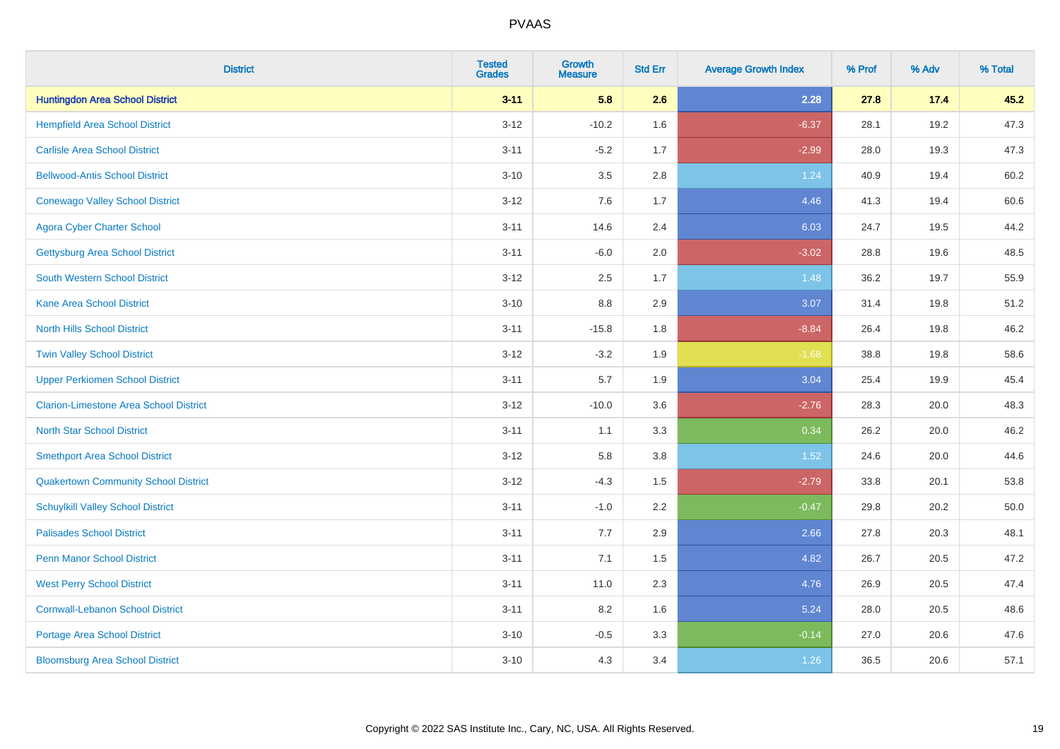# PVAAS

| District | Tested Grades | Growth Measure | Std Err | Average Growth Index | % Prof | % Adv | % Total |
|---|---|---|---|---|---|---|---|
| **Huntingdon Area School District** | **3-11** | **5.8** | **2.6** | **2.28** | **27.8** | **17.4** | **45.2** |
| Hempfield Area School District | 3-12 | -10.2 | 1.6 | -6.37 | 28.1 | 19.2 | 47.3 |
| Carlisle Area School District | 3-11 | -5.2 | 1.7 | -2.99 | 28.0 | 19.3 | 47.3 |
| Bellwood-Antis School District | 3-10 | 3.5 | 2.8 | 1.24 | 40.9 | 19.4 | 60.2 |
| Conewago Valley School District | 3-12 | 7.6 | 1.7 | 4.46 | 41.3 | 19.4 | 60.6 |
| Agora Cyber Charter School | 3-11 | 14.6 | 2.4 | 6.03 | 24.7 | 19.5 | 44.2 |
| Gettysburg Area School District | 3-11 | -6.0 | 2.0 | -3.02 | 28.8 | 19.6 | 48.5 |
| South Western School District | 3-12 | 2.5 | 1.7 | 1.48 | 36.2 | 19.7 | 55.9 |
| Kane Area School District | 3-10 | 8.8 | 2.9 | 3.07 | 31.4 | 19.8 | 51.2 |
| North Hills School District | 3-11 | -15.8 | 1.8 | -8.84 | 26.4 | 19.8 | 46.2 |
| Twin Valley School District | 3-12 | -3.2 | 1.9 | -1.68 | 38.8 | 19.8 | 58.6 |
| Upper Perkiomen School District | 3-11 | 5.7 | 1.9 | 3.04 | 25.4 | 19.9 | 45.4 |
| Clarion-Limestone Area School District | 3-12 | -10.0 | 3.6 | -2.76 | 28.3 | 20.0 | 48.3 |
| North Star School District | 3-11 | 1.1 | 3.3 | 0.34 | 26.2 | 20.0 | 46.2 |
| Smethport Area School District | 3-12 | 5.8 | 3.8 | 1.52 | 24.6 | 20.0 | 44.6 |
| Quakertown Community School District | 3-12 | -4.3 | 1.5 | -2.79 | 33.8 | 20.1 | 53.8 |
| Schuylkill Valley School District | 3-11 | -1.0 | 2.2 | -0.47 | 29.8 | 20.2 | 50.0 |
| Palisades School District | 3-11 | 7.7 | 2.9 | 2.66 | 27.8 | 20.3 | 48.1 |
| Penn Manor School District | 3-11 | 7.1 | 1.5 | 4.82 | 26.7 | 20.5 | 47.2 |
| West Perry School District | 3-11 | 11.0 | 2.3 | 4.76 | 26.9 | 20.5 | 47.4 |
| Cornwall-Lebanon School District | 3-11 | 8.2 | 1.6 | 5.24 | 28.0 | 20.5 | 48.6 |
| Portage Area School District | 3-10 | -0.5 | 3.3 | -0.14 | 27.0 | 20.6 | 47.6 |
| Bloomsburg Area School District | 3-10 | 4.3 | 3.4 | 1.26 | 36.5 | 20.6 | 57.1 |

Copyright © 2022 SAS Institute Inc., Cary, NC, USA. All Rights Reserved.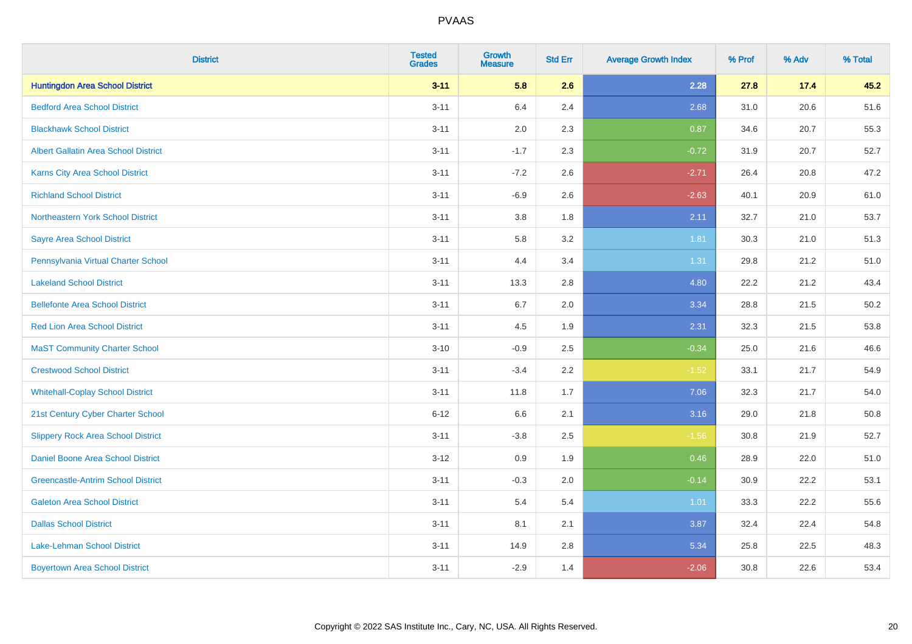PVAAS

| District | Tested Grades | Growth Measure | Std Err | Average Growth Index | % Prof | % Adv | % Total |
|---|---|---|---|---|---|---|---|
| **Huntingdon Area School District** | **3-11** | **5.8** | **2.6** | **2.28** | **27.8** | **17.4** | **45.2** |
| Bedford Area School District | 3-11 | 6.4 | 2.4 | 2.68 | 31.0 | 20.6 | 51.6 |
| Blackhawk School District | 3-11 | 2.0 | 2.3 | 0.87 | 34.6 | 20.7 | 55.3 |
| Albert Gallatin Area School District | 3-11 | -1.7 | 2.3 | -0.72 | 31.9 | 20.7 | 52.7 |
| Karns City Area School District | 3-11 | -7.2 | 2.6 | -2.71 | 26.4 | 20.8 | 47.2 |
| Richland School District | 3-11 | -6.9 | 2.6 | -2.63 | 40.1 | 20.9 | 61.0 |
| Northeastern York School District | 3-11 | 3.8 | 1.8 | 2.11 | 32.7 | 21.0 | 53.7 |
| Sayre Area School District | 3-11 | 5.8 | 3.2 | 1.81 | 30.3 | 21.0 | 51.3 |
| Pennsylvania Virtual Charter School | 3-11 | 4.4 | 3.4 | 1.31 | 29.8 | 21.2 | 51.0 |
| Lakeland School District | 3-11 | 13.3 | 2.8 | 4.80 | 22.2 | 21.2 | 43.4 |
| Bellefonte Area School District | 3-11 | 6.7 | 2.0 | 3.34 | 28.8 | 21.5 | 50.2 |
| Red Lion Area School District | 3-11 | 4.5 | 1.9 | 2.31 | 32.3 | 21.5 | 53.8 |
| MaST Community Charter School | 3-10 | -0.9 | 2.5 | -0.34 | 25.0 | 21.6 | 46.6 |
| Crestwood School District | 3-11 | -3.4 | 2.2 | -1.52 | 33.1 | 21.7 | 54.9 |
| Whitehall-Coplay School District | 3-11 | 11.8 | 1.7 | 7.06 | 32.3 | 21.7 | 54.0 |
| 21st Century Cyber Charter School | 6-12 | 6.6 | 2.1 | 3.16 | 29.0 | 21.8 | 50.8 |
| Slippery Rock Area School District | 3-11 | -3.8 | 2.5 | -1.56 | 30.8 | 21.9 | 52.7 |
| Daniel Boone Area School District | 3-12 | 0.9 | 1.9 | 0.46 | 28.9 | 22.0 | 51.0 |
| Greencastle-Antrim School District | 3-11 | -0.3 | 2.0 | -0.14 | 30.9 | 22.2 | 53.1 |
| Galeton Area School District | 3-11 | 5.4 | 5.4 | 1.01 | 33.3 | 22.2 | 55.6 |
| Dallas School District | 3-11 | 8.1 | 2.1 | 3.87 | 32.4 | 22.4 | 54.8 |
| Lake-Lehman School District | 3-11 | 14.9 | 2.8 | 5.34 | 25.8 | 22.5 | 48.3 |
| Boyertown Area School District | 3-11 | -2.9 | 1.4 | -2.06 | 30.8 | 22.6 | 53.4 |

Copyright © 2022 SAS Institute Inc., Cary, NC, USA. All Rights Reserved.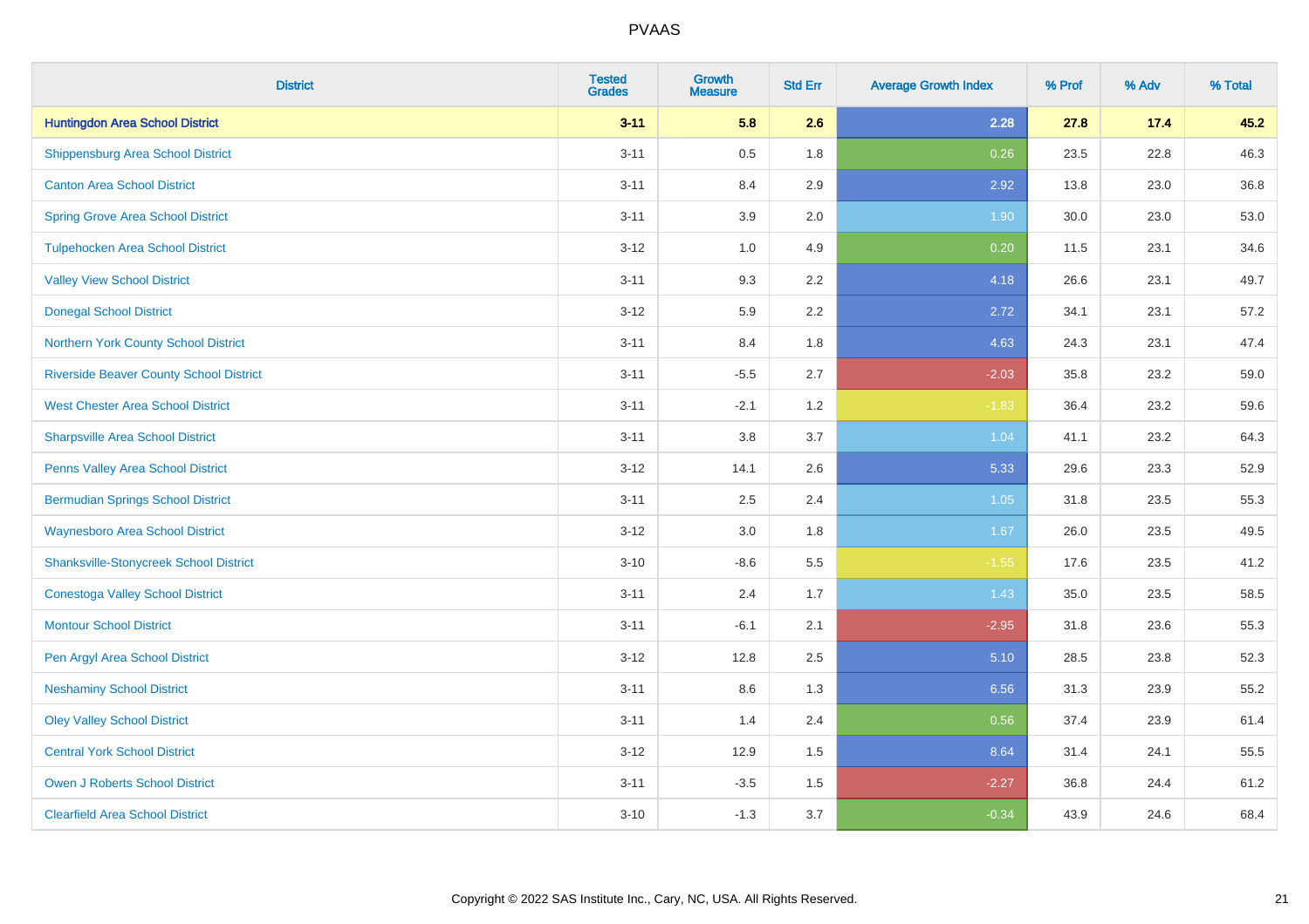# PVAAS

| District | Tested Grades | Growth Measure | Std Err | Average Growth Index | % Prof | % Adv | % Total |
|---|---|---|---|---|---|---|---|
| **Huntingdon Area School District** | **3-11** | **5.8** | **2.6** | **2.28** | **27.8** | **17.4** | **45.2** |
| Shippensburg Area School District | 3-11 | 0.5 | 1.8 | 0.26 | 23.5 | 22.8 | 46.3 |
| Canton Area School District | 3-11 | 8.4 | 2.9 | 2.92 | 13.8 | 23.0 | 36.8 |
| Spring Grove Area School District | 3-11 | 3.9 | 2.0 | 1.90 | 30.0 | 23.0 | 53.0 |
| Tulpehocken Area School District | 3-12 | 1.0 | 4.9 | 0.20 | 11.5 | 23.1 | 34.6 |
| Valley View School District | 3-11 | 9.3 | 2.2 | 4.18 | 26.6 | 23.1 | 49.7 |
| Donegal School District | 3-12 | 5.9 | 2.2 | 2.72 | 34.1 | 23.1 | 57.2 |
| Northern York County School District | 3-11 | 8.4 | 1.8 | 4.63 | 24.3 | 23.1 | 47.4 |
| Riverside Beaver County School District | 3-11 | -5.5 | 2.7 | -2.03 | 35.8 | 23.2 | 59.0 |
| West Chester Area School District | 3-11 | -2.1 | 1.2 | -1.83 | 36.4 | 23.2 | 59.6 |
| Sharpsville Area School District | 3-11 | 3.8 | 3.7 | 1.04 | 41.1 | 23.2 | 64.3 |
| Penns Valley Area School District | 3-12 | 14.1 | 2.6 | 5.33 | 29.6 | 23.3 | 52.9 |
| Bermudian Springs School District | 3-11 | 2.5 | 2.4 | 1.05 | 31.8 | 23.5 | 55.3 |
| Waynesboro Area School District | 3-12 | 3.0 | 1.8 | 1.67 | 26.0 | 23.5 | 49.5 |
| Shanksville-Stonycreek School District | 3-10 | -8.6 | 5.5 | -1.55 | 17.6 | 23.5 | 41.2 |
| Conestoga Valley School District | 3-11 | 2.4 | 1.7 | 1.43 | 35.0 | 23.5 | 58.5 |
| Montour School District | 3-11 | -6.1 | 2.1 | -2.95 | 31.8 | 23.6 | 55.3 |
| Pen Argyl Area School District | 3-12 | 12.8 | 2.5 | 5.10 | 28.5 | 23.8 | 52.3 |
| Neshaminy School District | 3-11 | 8.6 | 1.3 | 6.56 | 31.3 | 23.9 | 55.2 |
| Oley Valley School District | 3-11 | 1.4 | 2.4 | 0.56 | 37.4 | 23.9 | 61.4 |
| Central York School District | 3-12 | 12.9 | 1.5 | 8.64 | 31.4 | 24.1 | 55.5 |
| Owen J Roberts School District | 3-11 | -3.5 | 1.5 | -2.27 | 36.8 | 24.4 | 61.2 |
| Clearfield Area School District | 3-10 | -1.3 | 3.7 | -0.34 | 43.9 | 24.6 | 68.4 |

Copyright © 2022 SAS Institute Inc., Cary, NC, USA. All Rights Reserved.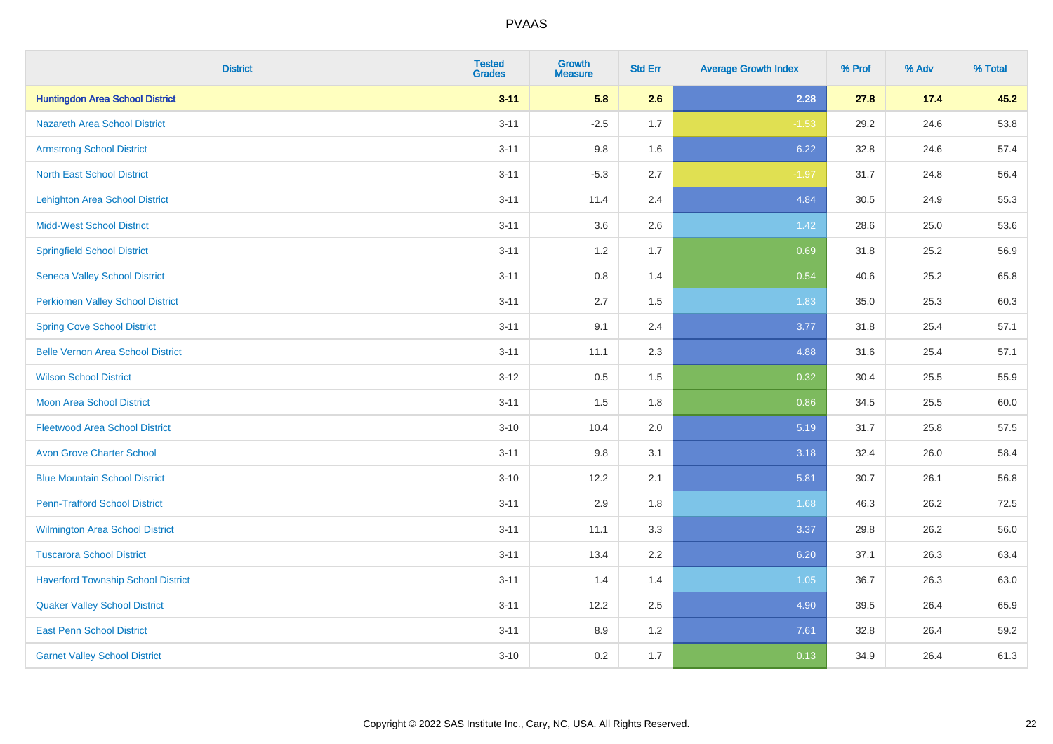PVAAS

| District | Tested Grades | Growth Measure | Std Err | Average Growth Index | % Prof | % Adv | % Total |
|---|---|---|---|---|---|---|---|
| **Huntingdon Area School District** | **3-11** | **5.8** | **2.6** | **2.28** | **27.8** | **17.4** | **45.2** |
| Nazareth Area School District | 3-11 | -2.5 | 1.7 | -1.53 | 29.2 | 24.6 | 53.8 |
| Armstrong School District | 3-11 | 9.8 | 1.6 | 6.22 | 32.8 | 24.6 | 57.4 |
| North East School District | 3-11 | -5.3 | 2.7 | -1.97 | 31.7 | 24.8 | 56.4 |
| Lehighton Area School District | 3-11 | 11.4 | 2.4 | 4.84 | 30.5 | 24.9 | 55.3 |
| Midd-West School District | 3-11 | 3.6 | 2.6 | 1.42 | 28.6 | 25.0 | 53.6 |
| Springfield School District | 3-11 | 1.2 | 1.7 | 0.69 | 31.8 | 25.2 | 56.9 |
| Seneca Valley School District | 3-11 | 0.8 | 1.4 | 0.54 | 40.6 | 25.2 | 65.8 |
| Perkiomen Valley School District | 3-11 | 2.7 | 1.5 | 1.83 | 35.0 | 25.3 | 60.3 |
| Spring Cove School District | 3-11 | 9.1 | 2.4 | 3.77 | 31.8 | 25.4 | 57.1 |
| Belle Vernon Area School District | 3-11 | 11.1 | 2.3 | 4.88 | 31.6 | 25.4 | 57.1 |
| Wilson School District | 3-12 | 0.5 | 1.5 | 0.32 | 30.4 | 25.5 | 55.9 |
| Moon Area School District | 3-11 | 1.5 | 1.8 | 0.86 | 34.5 | 25.5 | 60.0 |
| Fleetwood Area School District | 3-10 | 10.4 | 2.0 | 5.19 | 31.7 | 25.8 | 57.5 |
| Avon Grove Charter School | 3-11 | 9.8 | 3.1 | 3.18 | 32.4 | 26.0 | 58.4 |
| Blue Mountain School District | 3-10 | 12.2 | 2.1 | 5.81 | 30.7 | 26.1 | 56.8 |
| Penn-Trafford School District | 3-11 | 2.9 | 1.8 | 1.68 | 46.3 | 26.2 | 72.5 |
| Wilmington Area School District | 3-11 | 11.1 | 3.3 | 3.37 | 29.8 | 26.2 | 56.0 |
| Tuscarora School District | 3-11 | 13.4 | 2.2 | 6.20 | 37.1 | 26.3 | 63.4 |
| Haverford Township School District | 3-11 | 1.4 | 1.4 | 1.05 | 36.7 | 26.3 | 63.0 |
| Quaker Valley School District | 3-11 | 12.2 | 2.5 | 4.90 | 39.5 | 26.4 | 65.9 |
| East Penn School District | 3-11 | 8.9 | 1.2 | 7.61 | 32.8 | 26.4 | 59.2 |
| Garnet Valley School District | 3-10 | 0.2 | 1.7 | 0.13 | 34.9 | 26.4 | 61.3 |

Copyright © 2022 SAS Institute Inc., Cary, NC, USA. All Rights Reserved.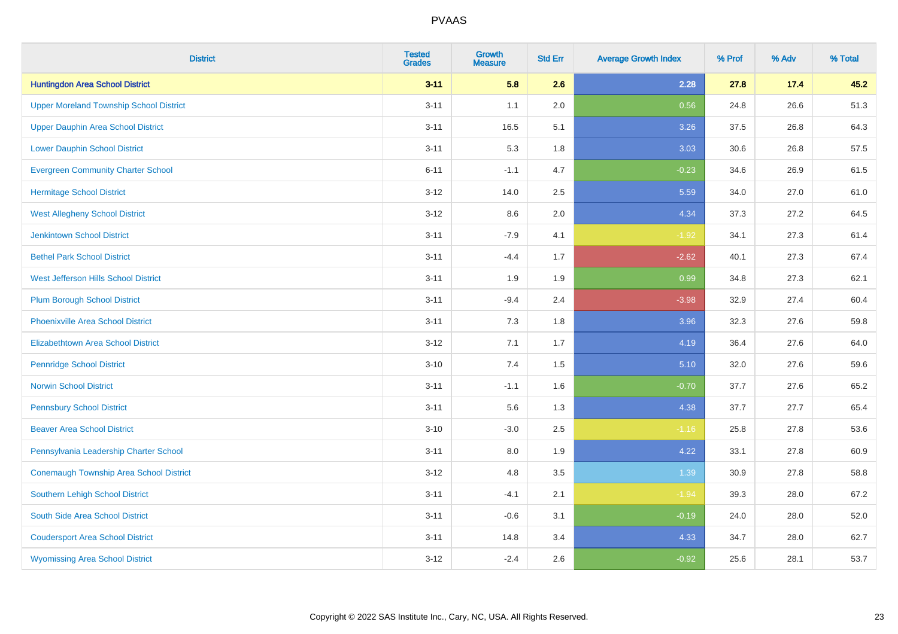# PVAAS

| District | Tested Grades | Growth Measure | Std Err | Average Growth Index | % Prof | % Adv | % Total |
|---|---|---|---|---|---|---|---|
| **Huntingdon Area School District** | **3-11** | **5.8** | **2.6** | **2.28** | **27.8** | **17.4** | **45.2** |
| Upper Moreland Township School District | 3-11 | 1.1 | 2.0 | 0.56 | 24.8 | 26.6 | 51.3 |
| Upper Dauphin Area School District | 3-11 | 16.5 | 5.1 | 3.26 | 37.5 | 26.8 | 64.3 |
| Lower Dauphin School District | 3-11 | 5.3 | 1.8 | 3.03 | 30.6 | 26.8 | 57.5 |
| Evergreen Community Charter School | 6-11 | -1.1 | 4.7 | -0.23 | 34.6 | 26.9 | 61.5 |
| Hermitage School District | 3-12 | 14.0 | 2.5 | 5.59 | 34.0 | 27.0 | 61.0 |
| West Allegheny School District | 3-12 | 8.6 | 2.0 | 4.34 | 37.3 | 27.2 | 64.5 |
| Jenkintown School District | 3-11 | -7.9 | 4.1 | -1.92 | 34.1 | 27.3 | 61.4 |
| Bethel Park School District | 3-11 | -4.4 | 1.7 | -2.62 | 40.1 | 27.3 | 67.4 |
| West Jefferson Hills School District | 3-11 | 1.9 | 1.9 | 0.99 | 34.8 | 27.3 | 62.1 |
| Plum Borough School District | 3-11 | -9.4 | 2.4 | -3.98 | 32.9 | 27.4 | 60.4 |
| Phoenixville Area School District | 3-11 | 7.3 | 1.8 | 3.96 | 32.3 | 27.6 | 59.8 |
| Elizabethtown Area School District | 3-12 | 7.1 | 1.7 | 4.19 | 36.4 | 27.6 | 64.0 |
| Pennridge School District | 3-10 | 7.4 | 1.5 | 5.10 | 32.0 | 27.6 | 59.6 |
| Norwin School District | 3-11 | -1.1 | 1.6 | -0.70 | 37.7 | 27.6 | 65.2 |
| Pennsbury School District | 3-11 | 5.6 | 1.3 | 4.38 | 37.7 | 27.7 | 65.4 |
| Beaver Area School District | 3-10 | -3.0 | 2.5 | -1.16 | 25.8 | 27.8 | 53.6 |
| Pennsylvania Leadership Charter School | 3-11 | 8.0 | 1.9 | 4.22 | 33.1 | 27.8 | 60.9 |
| Conemaugh Township Area School District | 3-12 | 4.8 | 3.5 | 1.39 | 30.9 | 27.8 | 58.8 |
| Southern Lehigh School District | 3-11 | -4.1 | 2.1 | -1.94 | 39.3 | 28.0 | 67.2 |
| South Side Area School District | 3-11 | -0.6 | 3.1 | -0.19 | 24.0 | 28.0 | 52.0 |
| Coudersport Area School District | 3-11 | 14.8 | 3.4 | 4.33 | 34.7 | 28.0 | 62.7 |
| Wyomissing Area School District | 3-12 | -2.4 | 2.6 | -0.92 | 25.6 | 28.1 | 53.7 |

Copyright © 2022 SAS Institute Inc., Cary, NC, USA. All Rights Reserved.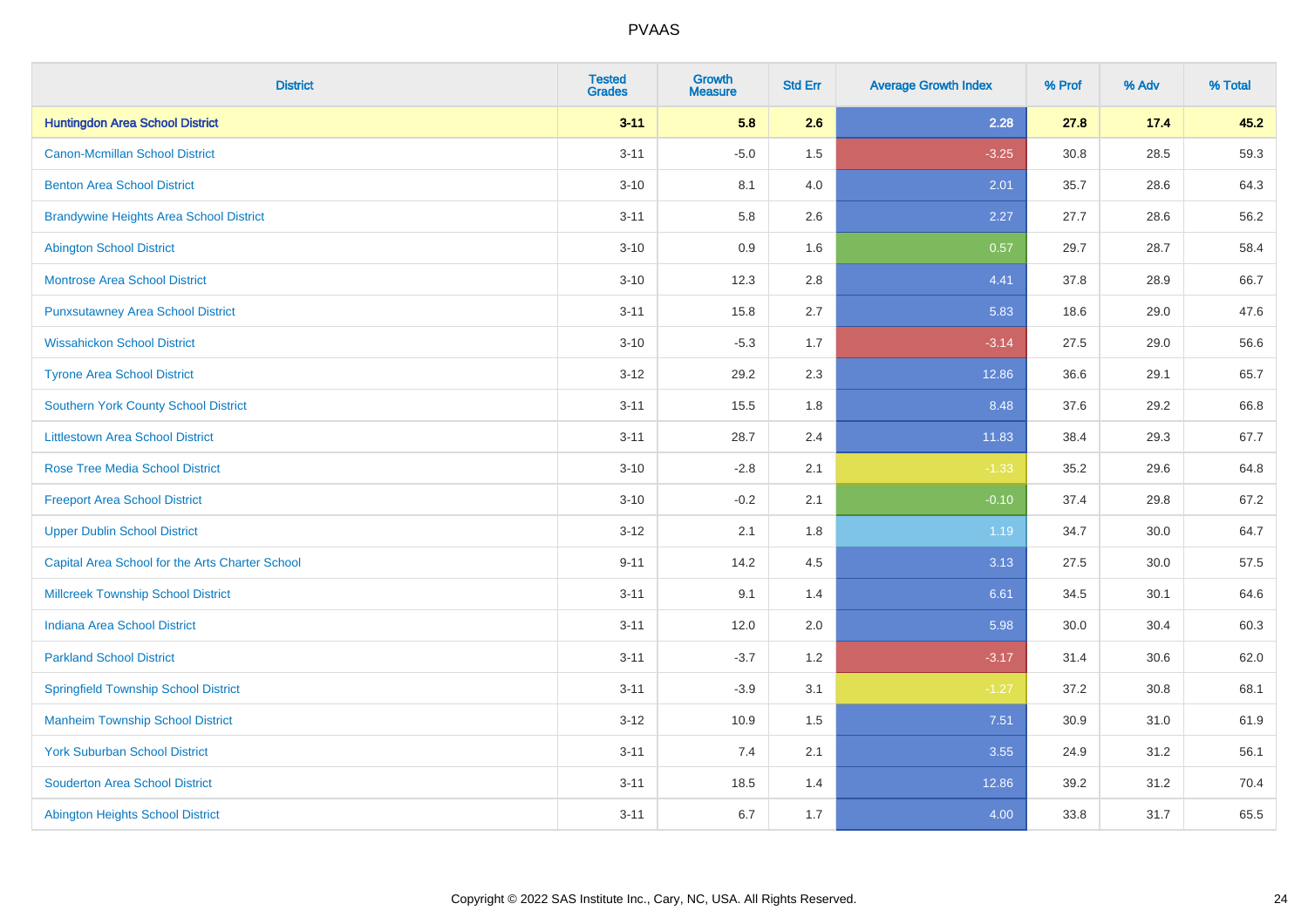| District | Tested Grades | Growth Measure | Std Err | Average Growth Index | % Prof | % Adv | % Total |
|---|---|---|---|---|---|---|---|
| **Huntingdon Area School District** | **3-11** | **5.8** | **2.6** | **2.28** | **27.8** | **17.4** | **45.2** |
| Canon-Mcmillan School District | 3-11 | -5.0 | 1.5 | -3.25 | 30.8 | 28.5 | 59.3 |
| Benton Area School District | 3-10 | 8.1 | 4.0 | 2.01 | 35.7 | 28.6 | 64.3 |
| Brandywine Heights Area School District | 3-11 | 5.8 | 2.6 | 2.27 | 27.7 | 28.6 | 56.2 |
| Abington School District | 3-10 | 0.9 | 1.6 | 0.57 | 29.7 | 28.7 | 58.4 |
| Montrose Area School District | 3-10 | 12.3 | 2.8 | 4.41 | 37.8 | 28.9 | 66.7 |
| Punxsutawney Area School District | 3-11 | 15.8 | 2.7 | 5.83 | 18.6 | 29.0 | 47.6 |
| Wissahickon School District | 3-10 | -5.3 | 1.7 | -3.14 | 27.5 | 29.0 | 56.6 |
| Tyrone Area School District | 3-12 | 29.2 | 2.3 | 12.86 | 36.6 | 29.1 | 65.7 |
| Southern York County School District | 3-11 | 15.5 | 1.8 | 8.48 | 37.6 | 29.2 | 66.8 |
| Littlestown Area School District | 3-11 | 28.7 | 2.4 | 11.83 | 38.4 | 29.3 | 67.7 |
| Rose Tree Media School District | 3-10 | -2.8 | 2.1 | -1.33 | 35.2 | 29.6 | 64.8 |
| Freeport Area School District | 3-10 | -0.2 | 2.1 | -0.10 | 37.4 | 29.8 | 67.2 |
| Upper Dublin School District | 3-12 | 2.1 | 1.8 | 1.19 | 34.7 | 30.0 | 64.7 |
| Capital Area School for the Arts Charter School | 9-11 | 14.2 | 4.5 | 3.13 | 27.5 | 30.0 | 57.5 |
| Millcreek Township School District | 3-11 | 9.1 | 1.4 | 6.61 | 34.5 | 30.1 | 64.6 |
| Indiana Area School District | 3-11 | 12.0 | 2.0 | 5.98 | 30.0 | 30.4 | 60.3 |
| Parkland School District | 3-11 | -3.7 | 1.2 | -3.17 | 31.4 | 30.6 | 62.0 |
| Springfield Township School District | 3-11 | -3.9 | 3.1 | -1.27 | 37.2 | 30.8 | 68.1 |
| Manheim Township School District | 3-12 | 10.9 | 1.5 | 7.51 | 30.9 | 31.0 | 61.9 |
| York Suburban School District | 3-11 | 7.4 | 2.1 | 3.55 | 24.9 | 31.2 | 56.1 |
| Souderton Area School District | 3-11 | 18.5 | 1.4 | 12.86 | 39.2 | 31.2 | 70.4 |
| Abington Heights School District | 3-11 | 6.7 | 1.7 | 4.00 | 33.8 | 31.7 | 65.5 |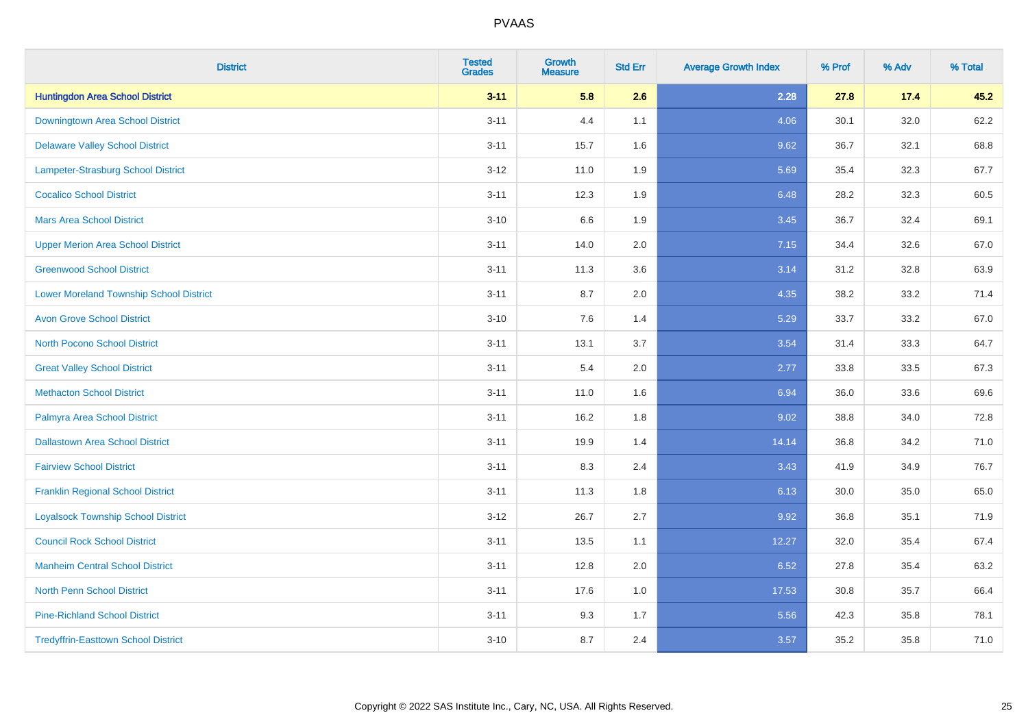# PVAAS

| District | Tested Grades | Growth Measure | Std Err | Average Growth Index | % Prof | % Adv | % Total |
|---|---|---|---|---|---|---|---|
| **Huntingdon Area School District** | **3-11** | **5.8** | **2.6** | **2.28** | **27.8** | **17.4** | **45.2** |
| Downingtown Area School District | 3-11 | 4.4 | 1.1 | 4.06 | 30.1 | 32.0 | 62.2 |
| Delaware Valley School District | 3-11 | 15.7 | 1.6 | 9.62 | 36.7 | 32.1 | 68.8 |
| Lampeter-Strasburg School District | 3-12 | 11.0 | 1.9 | 5.69 | 35.4 | 32.3 | 67.7 |
| Cocalico School District | 3-11 | 12.3 | 1.9 | 6.48 | 28.2 | 32.3 | 60.5 |
| Mars Area School District | 3-10 | 6.6 | 1.9 | 3.45 | 36.7 | 32.4 | 69.1 |
| Upper Merion Area School District | 3-11 | 14.0 | 2.0 | 7.15 | 34.4 | 32.6 | 67.0 |
| Greenwood School District | 3-11 | 11.3 | 3.6 | 3.14 | 31.2 | 32.8 | 63.9 |
| Lower Moreland Township School District | 3-11 | 8.7 | 2.0 | 4.35 | 38.2 | 33.2 | 71.4 |
| Avon Grove School District | 3-10 | 7.6 | 1.4 | 5.29 | 33.7 | 33.2 | 67.0 |
| North Pocono School District | 3-11 | 13.1 | 3.7 | 3.54 | 31.4 | 33.3 | 64.7 |
| Great Valley School District | 3-11 | 5.4 | 2.0 | 2.77 | 33.8 | 33.5 | 67.3 |
| Methacton School District | 3-11 | 11.0 | 1.6 | 6.94 | 36.0 | 33.6 | 69.6 |
| Palmyra Area School District | 3-11 | 16.2 | 1.8 | 9.02 | 38.8 | 34.0 | 72.8 |
| Dallastown Area School District | 3-11 | 19.9 | 1.4 | 14.14 | 36.8 | 34.2 | 71.0 |
| Fairview School District | 3-11 | 8.3 | 2.4 | 3.43 | 41.9 | 34.9 | 76.7 |
| Franklin Regional School District | 3-11 | 11.3 | 1.8 | 6.13 | 30.0 | 35.0 | 65.0 |
| Loyalsock Township School District | 3-12 | 26.7 | 2.7 | 9.92 | 36.8 | 35.1 | 71.9 |
| Council Rock School District | 3-11 | 13.5 | 1.1 | 12.27 | 32.0 | 35.4 | 67.4 |
| Manheim Central School District | 3-11 | 12.8 | 2.0 | 6.52 | 27.8 | 35.4 | 63.2 |
| North Penn School District | 3-11 | 17.6 | 1.0 | 17.53 | 30.8 | 35.7 | 66.4 |
| Pine-Richland School District | 3-11 | 9.3 | 1.7 | 5.56 | 42.3 | 35.8 | 78.1 |
| Tredyffrin-Easttown School District | 3-10 | 8.7 | 2.4 | 3.57 | 35.2 | 35.8 | 71.0 |

Copyright © 2022 SAS Institute Inc., Cary, NC, USA. All Rights Reserved.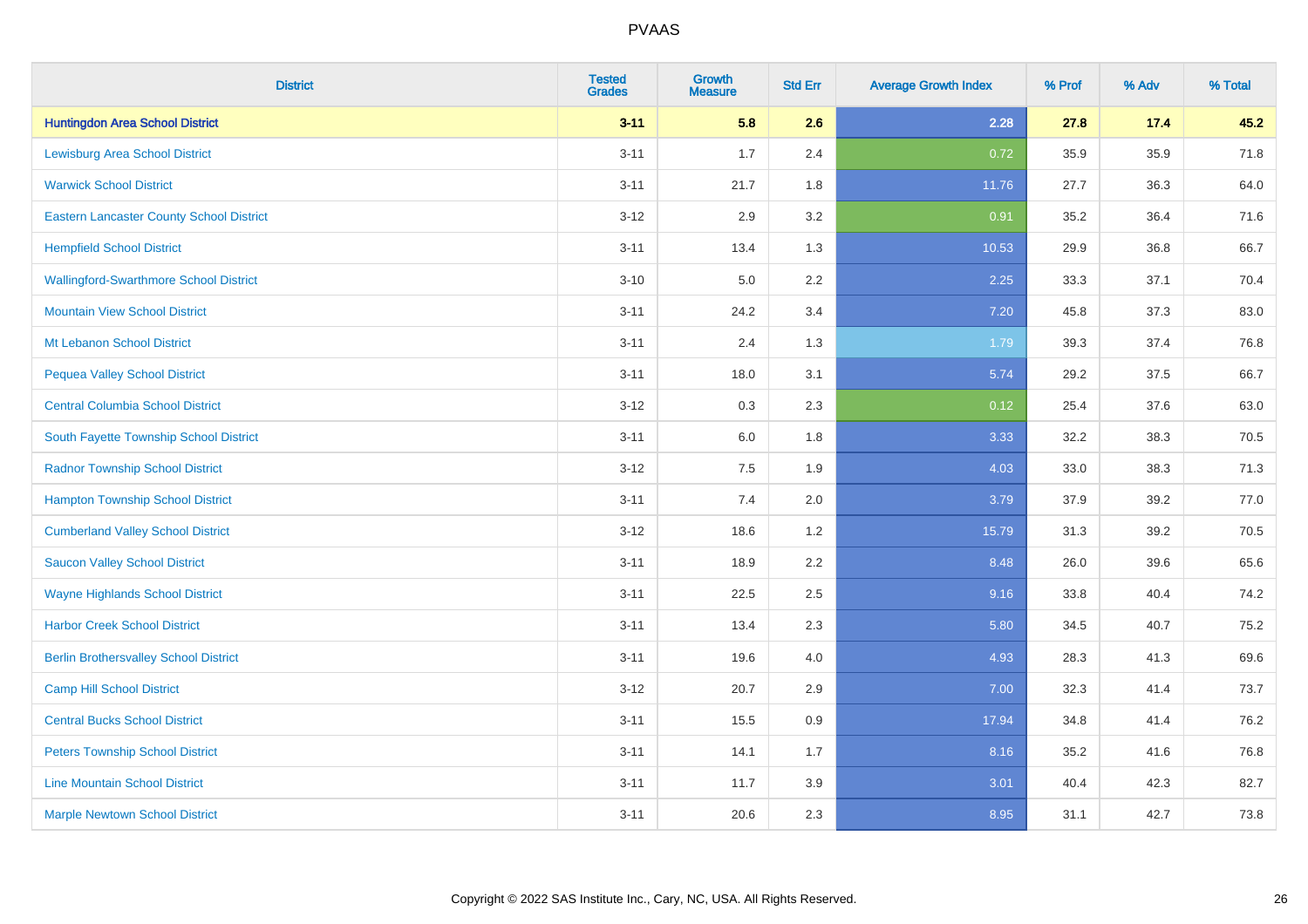# PVAAS

| District | Tested Grades | Growth Measure | Std Err | Average Growth Index | % Prof | % Adv | % Total |
|---|---|---|---|---|---|---|---|
| **Huntingdon Area School District** | **3-11** | **5.8** | **2.6** | **2.28** | **27.8** | **17.4** | **45.2** |
| Lewisburg Area School District | 3-11 | 1.7 | 2.4 | 0.72 | 35.9 | 35.9 | 71.8 |
| Warwick School District | 3-11 | 21.7 | 1.8 | 11.76 | 27.7 | 36.3 | 64.0 |
| Eastern Lancaster County School District | 3-12 | 2.9 | 3.2 | 0.91 | 35.2 | 36.4 | 71.6 |
| Hempfield School District | 3-11 | 13.4 | 1.3 | 10.53 | 29.9 | 36.8 | 66.7 |
| Wallingford-Swarthmore School District | 3-10 | 5.0 | 2.2 | 2.25 | 33.3 | 37.1 | 70.4 |
| Mountain View School District | 3-11 | 24.2 | 3.4 | 7.20 | 45.8 | 37.3 | 83.0 |
| Mt Lebanon School District | 3-11 | 2.4 | 1.3 | 1.79 | 39.3 | 37.4 | 76.8 |
| Pequea Valley School District | 3-11 | 18.0 | 3.1 | 5.74 | 29.2 | 37.5 | 66.7 |
| Central Columbia School District | 3-12 | 0.3 | 2.3 | 0.12 | 25.4 | 37.6 | 63.0 |
| South Fayette Township School District | 3-11 | 6.0 | 1.8 | 3.33 | 32.2 | 38.3 | 70.5 |
| Radnor Township School District | 3-12 | 7.5 | 1.9 | 4.03 | 33.0 | 38.3 | 71.3 |
| Hampton Township School District | 3-11 | 7.4 | 2.0 | 3.79 | 37.9 | 39.2 | 77.0 |
| Cumberland Valley School District | 3-12 | 18.6 | 1.2 | 15.79 | 31.3 | 39.2 | 70.5 |
| Saucon Valley School District | 3-11 | 18.9 | 2.2 | 8.48 | 26.0 | 39.6 | 65.6 |
| Wayne Highlands School District | 3-11 | 22.5 | 2.5 | 9.16 | 33.8 | 40.4 | 74.2 |
| Harbor Creek School District | 3-11 | 13.4 | 2.3 | 5.80 | 34.5 | 40.7 | 75.2 |
| Berlin Brothersvalley School District | 3-11 | 19.6 | 4.0 | 4.93 | 28.3 | 41.3 | 69.6 |
| Camp Hill School District | 3-12 | 20.7 | 2.9 | 7.00 | 32.3 | 41.4 | 73.7 |
| Central Bucks School District | 3-11 | 15.5 | 0.9 | 17.94 | 34.8 | 41.4 | 76.2 |
| Peters Township School District | 3-11 | 14.1 | 1.7 | 8.16 | 35.2 | 41.6 | 76.8 |
| Line Mountain School District | 3-11 | 11.7 | 3.9 | 3.01 | 40.4 | 42.3 | 82.7 |
| Marple Newtown School District | 3-11 | 20.6 | 2.3 | 8.95 | 31.1 | 42.7 | 73.8 |

Copyright © 2022 SAS Institute Inc., Cary, NC, USA. All Rights Reserved.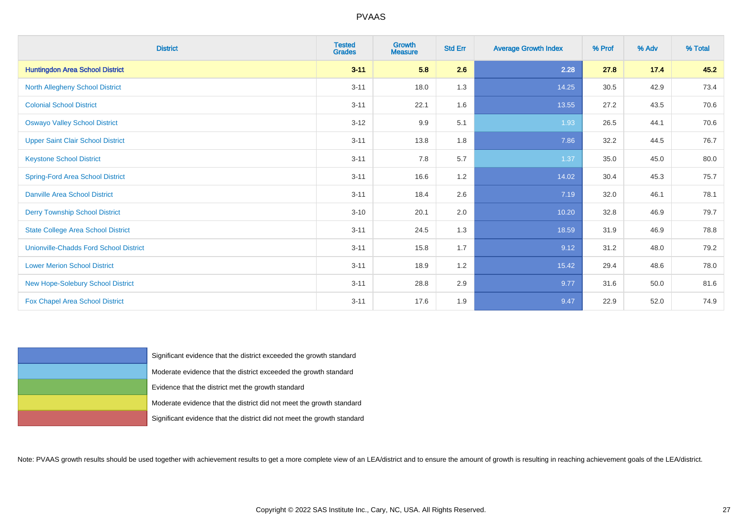PVAAS

| District | Tested Grades | Growth Measure | Std Err | Average Growth Index | % Prof | % Adv | % Total |
|---|---|---|---|---|---|---|---|
| **Huntingdon Area School District** | **3-11** | **5.8** | **2.6** | **2.28** | **27.8** | **17.4** | **45.2** |
| North Allegheny School District | 3-11 | 18.0 | 1.3 | 14.25 | 30.5 | 42.9 | 73.4 |
| Colonial School District | 3-11 | 22.1 | 1.6 | 13.55 | 27.2 | 43.5 | 70.6 |
| Oswayo Valley School District | 3-12 | 9.9 | 5.1 | 1.93 | 26.5 | 44.1 | 70.6 |
| Upper Saint Clair School District | 3-11 | 13.8 | 1.8 | 7.86 | 32.2 | 44.5 | 76.7 |
| Keystone School District | 3-11 | 7.8 | 5.7 | 1.37 | 35.0 | 45.0 | 80.0 |
| Spring-Ford Area School District | 3-11 | 16.6 | 1.2 | 14.02 | 30.4 | 45.3 | 75.7 |
| Danville Area School District | 3-11 | 18.4 | 2.6 | 7.19 | 32.0 | 46.1 | 78.1 |
| Derry Township School District | 3-10 | 20.1 | 2.0 | 10.20 | 32.8 | 46.9 | 79.7 |
| State College Area School District | 3-11 | 24.5 | 1.3 | 18.59 | 31.9 | 46.9 | 78.8 |
| Unionville-Chadds Ford School District | 3-11 | 15.8 | 1.7 | 9.12 | 31.2 | 48.0 | 79.2 |
| Lower Merion School District | 3-11 | 18.9 | 1.2 | 15.42 | 29.4 | 48.6 | 78.0 |
| New Hope-Solebury School District | 3-11 | 28.8 | 2.9 | 9.77 | 31.6 | 50.0 | 81.6 |
| Fox Chapel Area School District | 3-11 | 17.6 | 1.9 | 9.47 | 22.9 | 52.0 | 74.9 |

Significant evidence that the district exceeded the growth standard

Moderate evidence that the district exceeded the growth standard

Evidence that the district met the growth standard

Moderate evidence that the district did not meet the growth standard

Significant evidence that the district did not meet the growth standard

Note: PVAAS growth results should be used together with achievement results to get a more complete view of an LEA/district and to ensure the amount of growth is resulting in reaching achievement goals of the LEA/district.

Copyright © 2022 SAS Institute Inc., Cary, NC, USA. All Rights Reserved.